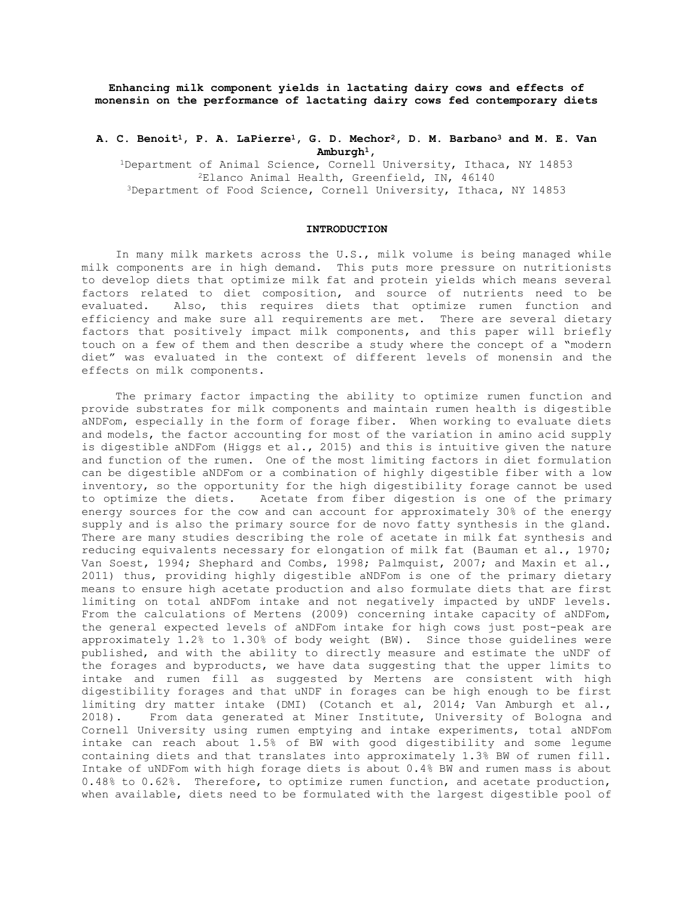**Enhancing milk component yields in lactating dairy cows and effects of monensin on the performance of lactating dairy cows fed contemporary diets**

**A. C. Benoit[1], P. A. LaPierre[1], G. D. Mechor[2], D. M. Barbano[3] and M. E. Van Amburgh[1],**

[1]Department of Animal Science, Cornell University, Ithaca, NY 14853
[2]Elanco Animal Health, Greenfield, IN, 46140
[3]Department of Food Science, Cornell University, Ithaca, NY 14853

## INTRODUCTION

In many milk markets across the U.S., milk volume is being managed while milk components are in high demand. This puts more pressure on nutritionists to develop diets that optimize milk fat and protein yields which means several factors related to diet composition, and source of nutrients need to be evaluated. Also, this requires diets that optimize rumen function and efficiency and make sure all requirements are met. There are several dietary factors that positively impact milk components, and this paper will briefly touch on a few of them and then describe a study where the concept of a "modern diet" was evaluated in the context of different levels of monensin and the effects on milk components.

The primary factor impacting the ability to optimize rumen function and provide substrates for milk components and maintain rumen health is digestible aNDFom, especially in the form of forage fiber. When working to evaluate diets and models, the factor accounting for most of the variation in amino acid supply is digestible aNDFom (Higgs et al., 2015) and this is intuitive given the nature and function of the rumen. One of the most limiting factors in diet formulation can be digestible aNDFom or a combination of highly digestible fiber with a low inventory, so the opportunity for the high digestibility forage cannot be used to optimize the diets. Acetate from fiber digestion is one of the primary energy sources for the cow and can account for approximately 30% of the energy supply and is also the primary source for de novo fatty synthesis in the gland. There are many studies describing the role of acetate in milk fat synthesis and reducing equivalents necessary for elongation of milk fat (Bauman et al., 1970; Van Soest, 1994; Shephard and Combs, 1998; Palmquist, 2007; and Maxin et al., 2011) thus, providing highly digestible aNDFom is one of the primary dietary means to ensure high acetate production and also formulate diets that are first limiting on total aNDFom intake and not negatively impacted by uNDF levels. From the calculations of Mertens (2009) concerning intake capacity of aNDFom, the general expected levels of aNDFom intake for high cows just post-peak are approximately 1.2% to 1.30% of body weight (BW). Since those guidelines were published, and with the ability to directly measure and estimate the uNDF of the forages and byproducts, we have data suggesting that the upper limits to intake and rumen fill as suggested by Mertens are consistent with high digestibility forages and that uNDF in forages can be high enough to be first limiting dry matter intake (DMI) (Cotanch et al, 2014; Van Amburgh et al., 2018). From data generated at Miner Institute, University of Bologna and Cornell University using rumen emptying and intake experiments, total aNDFom intake can reach about 1.5% of BW with good digestibility and some legume containing diets and that translates into approximately 1.3% BW of rumen fill. Intake of uNDFom with high forage diets is about 0.4% BW and rumen mass is about 0.48% to 0.62%. Therefore, to optimize rumen function, and acetate production, when available, diets need to be formulated with the largest digestible pool of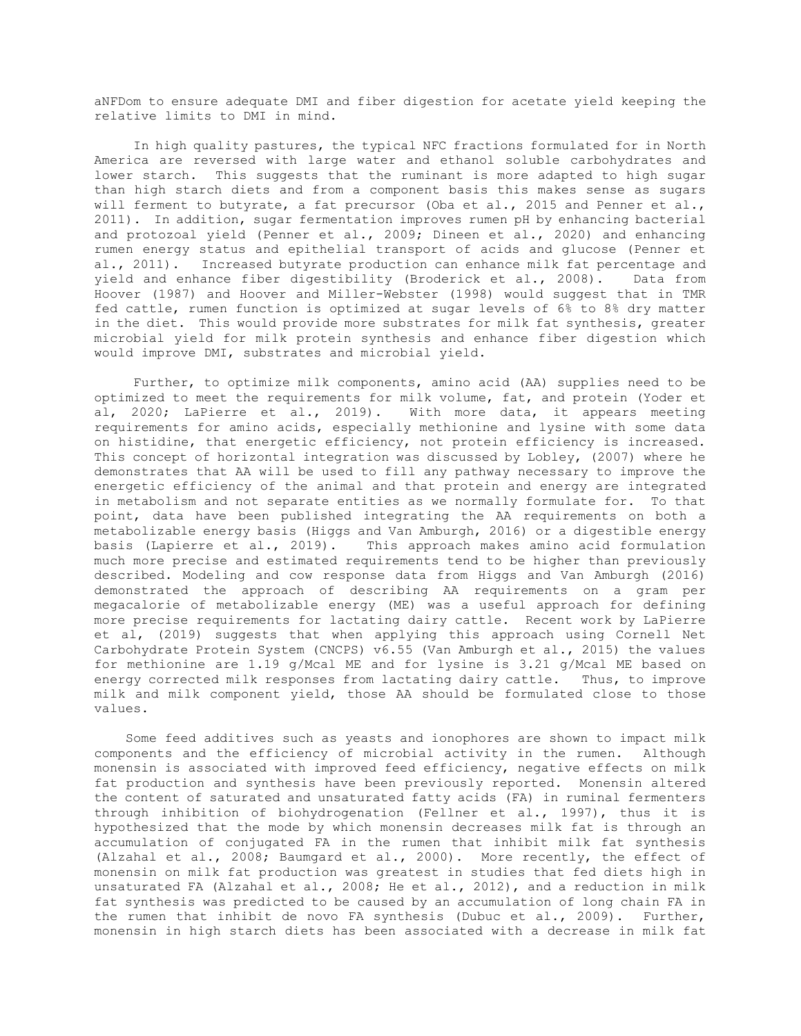aNFDom to ensure adequate DMI and fiber digestion for acetate yield keeping the relative limits to DMI in mind.

In high quality pastures, the typical NFC fractions formulated for in North America are reversed with large water and ethanol soluble carbohydrates and lower starch. This suggests that the ruminant is more adapted to high sugar than high starch diets and from a component basis this makes sense as sugars will ferment to butyrate, a fat precursor (Oba et al., 2015 and Penner et al., 2011). In addition, sugar fermentation improves rumen pH by enhancing bacterial and protozoal yield (Penner et al., 2009; Dineen et al., 2020) and enhancing rumen energy status and epithelial transport of acids and glucose (Penner et al., 2011). Increased butyrate production can enhance milk fat percentage and yield and enhance fiber digestibility (Broderick et al., 2008). Data from Hoover (1987) and Hoover and Miller-Webster (1998) would suggest that in TMR fed cattle, rumen function is optimized at sugar levels of 6% to 8% dry matter in the diet. This would provide more substrates for milk fat synthesis, greater microbial yield for milk protein synthesis and enhance fiber digestion which would improve DMI, substrates and microbial yield.

Further, to optimize milk components, amino acid (AA) supplies need to be optimized to meet the requirements for milk volume, fat, and protein (Yoder et al, 2020; LaPierre et al., 2019). With more data, it appears meeting requirements for amino acids, especially methionine and lysine with some data on histidine, that energetic efficiency, not protein efficiency is increased. This concept of horizontal integration was discussed by Lobley, (2007) where he demonstrates that AA will be used to fill any pathway necessary to improve the energetic efficiency of the animal and that protein and energy are integrated in metabolism and not separate entities as we normally formulate for. To that point, data have been published integrating the AA requirements on both a metabolizable energy basis (Higgs and Van Amburgh, 2016) or a digestible energy basis (Lapierre et al., 2019). This approach makes amino acid formulation much more precise and estimated requirements tend to be higher than previously described. Modeling and cow response data from Higgs and Van Amburgh (2016) demonstrated the approach of describing AA requirements on a gram per megacalorie of metabolizable energy (ME) was a useful approach for defining more precise requirements for lactating dairy cattle. Recent work by LaPierre et al, (2019) suggests that when applying this approach using Cornell Net Carbohydrate Protein System (CNCPS) v6.55 (Van Amburgh et al., 2015) the values for methionine are 1.19 g/Mcal ME and for lysine is 3.21 g/Mcal ME based on energy corrected milk responses from lactating dairy cattle. Thus, to improve milk and milk component yield, those AA should be formulated close to those values.

Some feed additives such as yeasts and ionophores are shown to impact milk components and the efficiency of microbial activity in the rumen. Although monensin is associated with improved feed efficiency, negative effects on milk fat production and synthesis have been previously reported. Monensin altered the content of saturated and unsaturated fatty acids (FA) in ruminal fermenters through inhibition of biohydrogenation (Fellner et al., 1997), thus it is hypothesized that the mode by which monensin decreases milk fat is through an accumulation of conjugated FA in the rumen that inhibit milk fat synthesis (Alzahal et al., 2008; Baumgard et al., 2000). More recently, the effect of monensin on milk fat production was greatest in studies that fed diets high in unsaturated FA (Alzahal et al., 2008; He et al., 2012), and a reduction in milk fat synthesis was predicted to be caused by an accumulation of long chain FA in the rumen that inhibit de novo FA synthesis (Dubuc et al., 2009). Further, monensin in high starch diets has been associated with a decrease in milk fat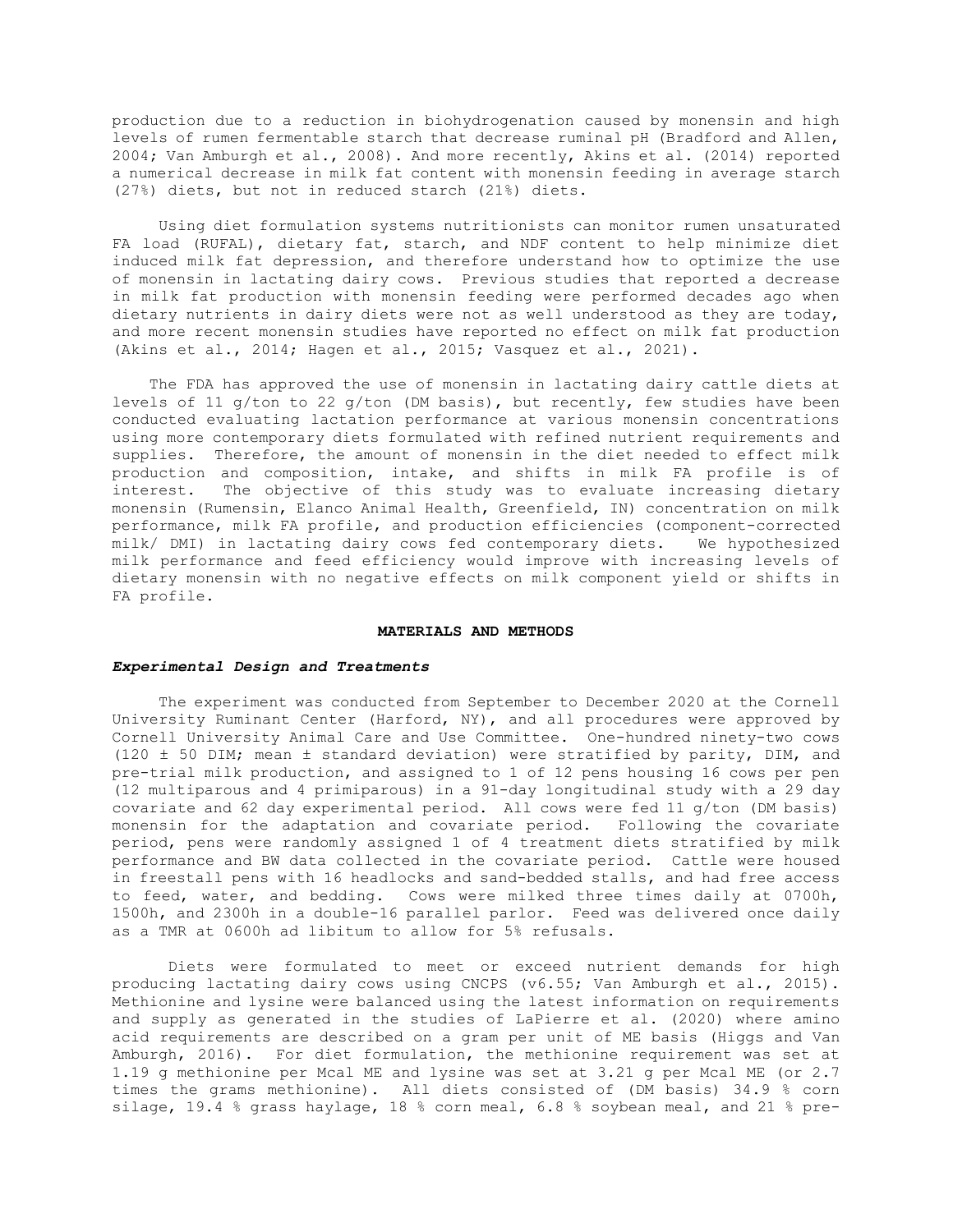production due to a reduction in biohydrogenation caused by monensin and high levels of rumen fermentable starch that decrease ruminal pH (Bradford and Allen, 2004; Van Amburgh et al., 2008). And more recently, Akins et al. (2014) reported a numerical decrease in milk fat content with monensin feeding in average starch (27%) diets, but not in reduced starch (21%) diets.

Using diet formulation systems nutritionists can monitor rumen unsaturated FA load (RUFAL), dietary fat, starch, and NDF content to help minimize diet induced milk fat depression, and therefore understand how to optimize the use of monensin in lactating dairy cows. Previous studies that reported a decrease in milk fat production with monensin feeding were performed decades ago when dietary nutrients in dairy diets were not as well understood as they are today, and more recent monensin studies have reported no effect on milk fat production (Akins et al., 2014; Hagen et al., 2015; Vasquez et al., 2021).

The FDA has approved the use of monensin in lactating dairy cattle diets at levels of 11 g/ton to 22 g/ton (DM basis), but recently, few studies have been conducted evaluating lactation performance at various monensin concentrations using more contemporary diets formulated with refined nutrient requirements and supplies. Therefore, the amount of monensin in the diet needed to effect milk production and composition, intake, and shifts in milk FA profile is of interest. The objective of this study was to evaluate increasing dietary monensin (Rumensin, Elanco Animal Health, Greenfield, IN) concentration on milk performance, milk FA profile, and production efficiencies (component-corrected milk/ DMI) in lactating dairy cows fed contemporary diets. We hypothesized milk performance and feed efficiency would improve with increasing levels of dietary monensin with no negative effects on milk component yield or shifts in FA profile.

## MATERIALS AND METHODS

### *Experimental Design and Treatments*

The experiment was conducted from September to December 2020 at the Cornell University Ruminant Center (Harford, NY), and all procedures were approved by Cornell University Animal Care and Use Committee. One-hundred ninety-two cows (120 ± 50 DIM; mean ± standard deviation) were stratified by parity, DIM, and pre-trial milk production, and assigned to 1 of 12 pens housing 16 cows per pen (12 multiparous and 4 primiparous) in a 91-day longitudinal study with a 29 day covariate and 62 day experimental period. All cows were fed 11 g/ton (DM basis) monensin for the adaptation and covariate period. Following the covariate period, pens were randomly assigned 1 of 4 treatment diets stratified by milk performance and BW data collected in the covariate period. Cattle were housed in freestall pens with 16 headlocks and sand-bedded stalls, and had free access to feed, water, and bedding. Cows were milked three times daily at 0700h, 1500h, and 2300h in a double-16 parallel parlor. Feed was delivered once daily as a TMR at 0600h ad libitum to allow for 5% refusals.

Diets were formulated to meet or exceed nutrient demands for high producing lactating dairy cows using CNCPS (v6.55; Van Amburgh et al., 2015). Methionine and lysine were balanced using the latest information on requirements and supply as generated in the studies of LaPierre et al. (2020) where amino acid requirements are described on a gram per unit of ME basis (Higgs and Van Amburgh, 2016). For diet formulation, the methionine requirement was set at 1.19 g methionine per Mcal ME and lysine was set at 3.21 g per Mcal ME (or 2.7 times the grams methionine). All diets consisted of (DM basis) 34.9 % corn silage, 19.4 % grass haylage, 18 % corn meal, 6.8 % soybean meal, and 21 % pre-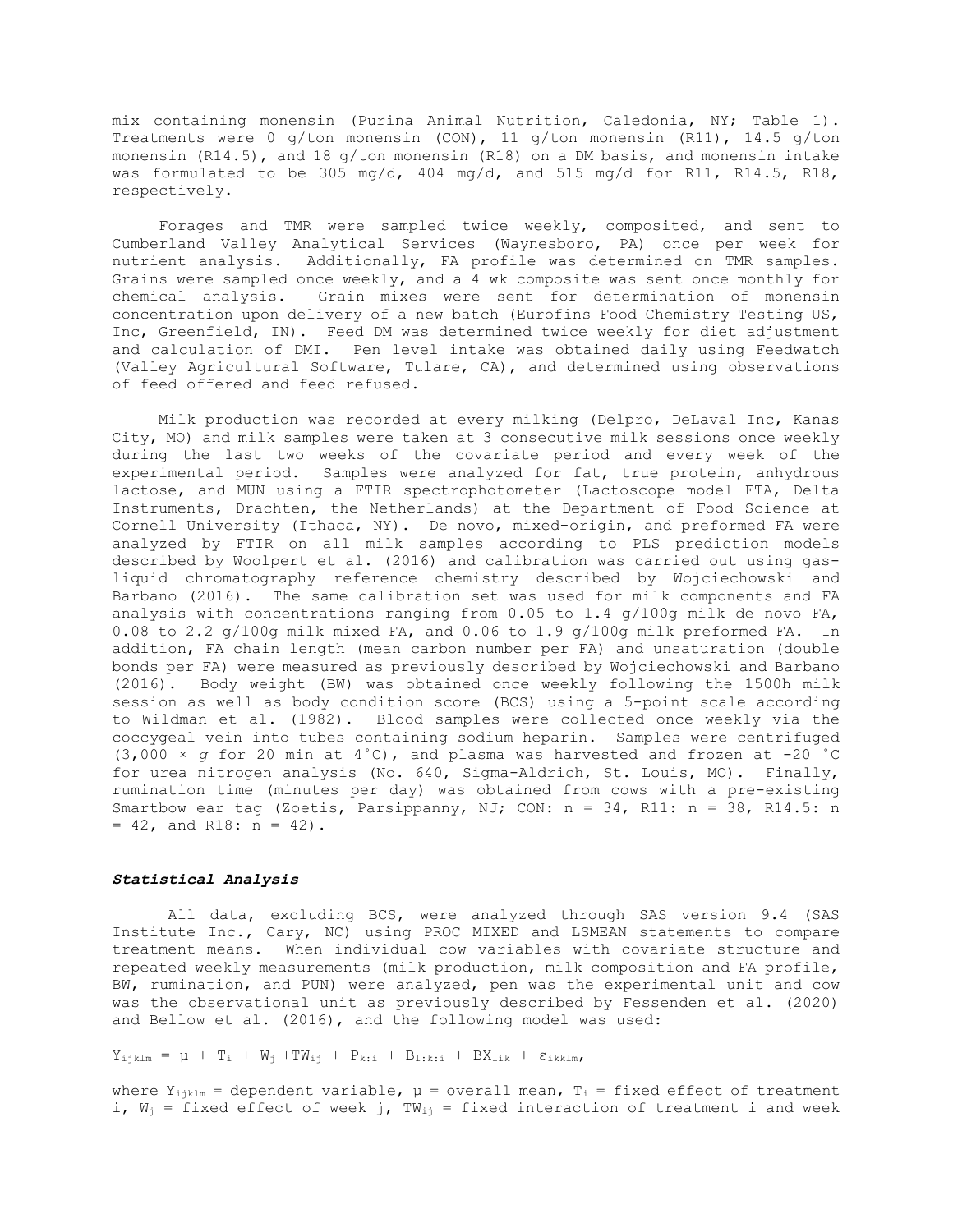mix containing monensin (Purina Animal Nutrition, Caledonia, NY; Table 1). Treatments were 0 g/ton monensin (CON), 11 g/ton monensin (R11), 14.5 g/ton monensin (R14.5), and 18 g/ton monensin (R18) on a DM basis, and monensin intake was formulated to be 305 mg/d, 404 mg/d, and 515 mg/d for R11, R14.5, R18, respectively.

Forages and TMR were sampled twice weekly, composited, and sent to Cumberland Valley Analytical Services (Waynesboro, PA) once per week for nutrient analysis. Additionally, FA profile was determined on TMR samples. Grains were sampled once weekly, and a 4 wk composite was sent once monthly for chemical analysis. Grain mixes were sent for determination of monensin concentration upon delivery of a new batch (Eurofins Food Chemistry Testing US, Inc, Greenfield, IN). Feed DM was determined twice weekly for diet adjustment and calculation of DMI. Pen level intake was obtained daily using Feedwatch (Valley Agricultural Software, Tulare, CA), and determined using observations of feed offered and feed refused.

Milk production was recorded at every milking (Delpro, DeLaval Inc, Kanas City, MO) and milk samples were taken at 3 consecutive milk sessions once weekly during the last two weeks of the covariate period and every week of the experimental period. Samples were analyzed for fat, true protein, anhydrous lactose, and MUN using a FTIR spectrophotometer (Lactoscope model FTA, Delta Instruments, Drachten, the Netherlands) at the Department of Food Science at Cornell University (Ithaca, NY). De novo, mixed-origin, and preformed FA were analyzed by FTIR on all milk samples according to PLS prediction models described by Woolpert et al. (2016) and calibration was carried out using gas-liquid chromatography reference chemistry described by Wojciechowski and Barbano (2016). The same calibration set was used for milk components and FA analysis with concentrations ranging from 0.05 to 1.4 g/100g milk de novo FA, 0.08 to 2.2 g/100g milk mixed FA, and 0.06 to 1.9 g/100g milk preformed FA. In addition, FA chain length (mean carbon number per FA) and unsaturation (double bonds per FA) were measured as previously described by Wojciechowski and Barbano (2016). Body weight (BW) was obtained once weekly following the 1500h milk session as well as body condition score (BCS) using a 5-point scale according to Wildman et al. (1982). Blood samples were collected once weekly via the coccygeal vein into tubes containing sodium heparin. Samples were centrifuged (3,000 × *g* for 20 min at 4˚C), and plasma was harvested and frozen at -20 ˚C for urea nitrogen analysis (No. 640, Sigma-Aldrich, St. Louis, MO). Finally, rumination time (minutes per day) was obtained from cows with a pre-existing Smartbow ear tag (Zoetis, Parsippanny, NJ; CON: n = 34, R11: n = 38, R14.5: n = 42, and R18: n = 42).

### ***Statistical Analysis***

All data, excluding BCS, were analyzed through SAS version 9.4 (SAS Institute Inc., Cary, NC) using PROC MIXED and LSMEAN statements to compare treatment means. When individual cow variables with covariate structure and repeated weekly measurements (milk production, milk composition and FA profile, BW, rumination, and PUN) were analyzed, pen was the experimental unit and cow was the observational unit as previously described by Fessenden et al. (2020) and Bellow et al. (2016), and the following model was used:

$$Y_{ijklm} = \mu + T_i + W_j + TW_{ij} + P_{k:i} + B_{l:k:i} + BX_{lik} + \varepsilon_{ikklm},$$

where $Y_{ijklm}$ = dependent variable, $\mu$ = overall mean, $T_i$ = fixed effect of treatment i, $W_j$ = fixed effect of week j, $TW_{ij}$ = fixed interaction of treatment i and week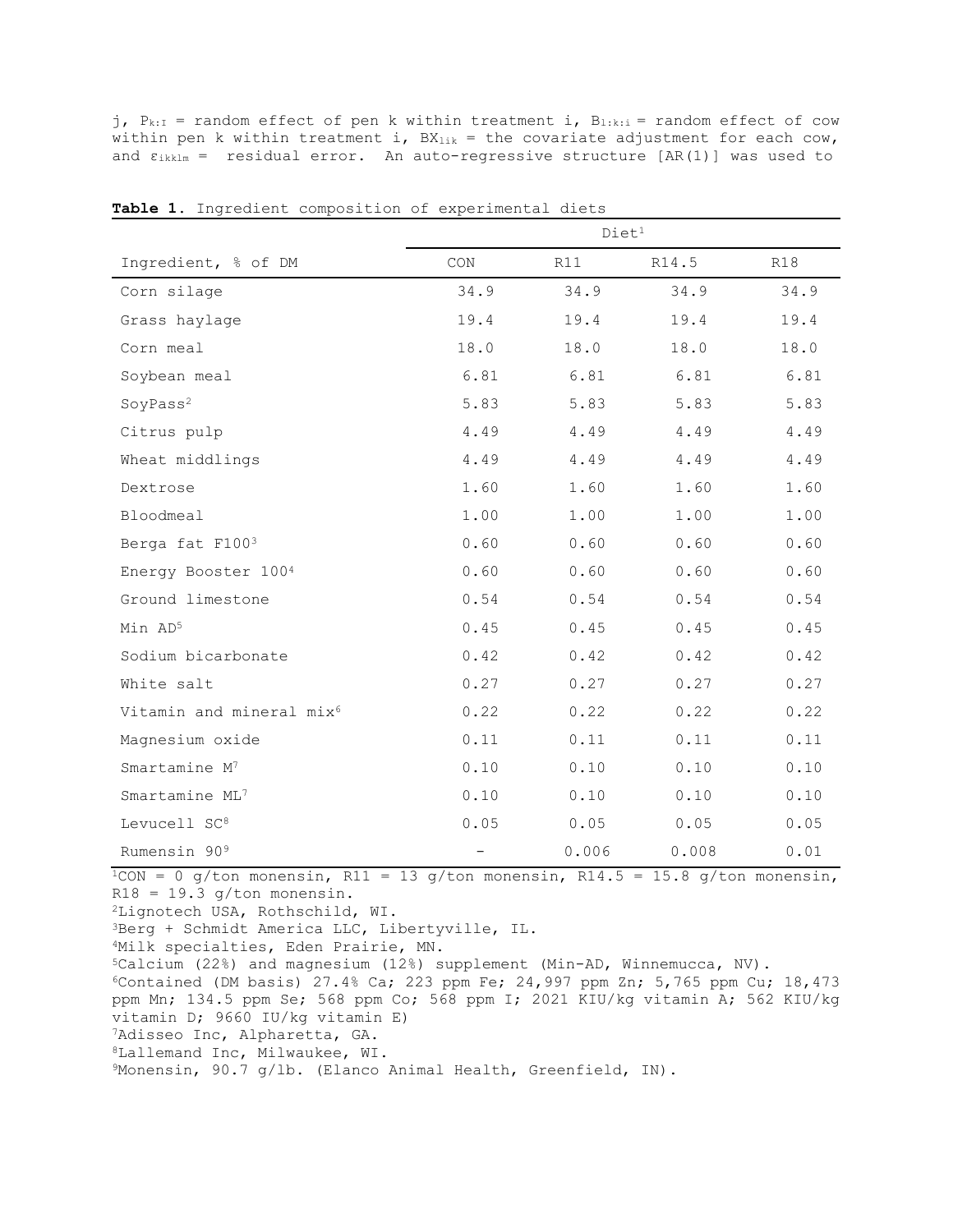j, $P_{k:I}$ = random effect of pen k within treatment i, $B_{l:k:i}$ = random effect of cow within pen k within treatment i, $BX_{lik}$ = the covariate adjustment for each cow, and $\varepsilon_{ikklm}$ = residual error. An auto-regressive structure [AR(1)] was used to

**Table 1.** Ingredient composition of experimental diets

| | Diet[1] | | | |
|---|---|---|---|---|
| Ingredient, % of DM | CON | R11 | R14.5 | R18 |
| Corn silage | 34.9 | 34.9 | 34.9 | 34.9 |
| Grass haylage | 19.4 | 19.4 | 19.4 | 19.4 |
| Corn meal | 18.0 | 18.0 | 18.0 | 18.0 |
| Soybean meal | 6.81 | 6.81 | 6.81 | 6.81 |
| SoyPass[2] | 5.83 | 5.83 | 5.83 | 5.83 |
| Citrus pulp | 4.49 | 4.49 | 4.49 | 4.49 |
| Wheat middlings | 4.49 | 4.49 | 4.49 | 4.49 |
| Dextrose | 1.60 | 1.60 | 1.60 | 1.60 |
| Bloodmeal | 1.00 | 1.00 | 1.00 | 1.00 |
| Berga fat F100[3] | 0.60 | 0.60 | 0.60 | 0.60 |
| Energy Booster 100[4] | 0.60 | 0.60 | 0.60 | 0.60 |
| Ground limestone | 0.54 | 0.54 | 0.54 | 0.54 |
| Min AD[5] | 0.45 | 0.45 | 0.45 | 0.45 |
| Sodium bicarbonate | 0.42 | 0.42 | 0.42 | 0.42 |
| White salt | 0.27 | 0.27 | 0.27 | 0.27 |
| Vitamin and mineral mix[6] | 0.22 | 0.22 | 0.22 | 0.22 |
| Magnesium oxide | 0.11 | 0.11 | 0.11 | 0.11 |
| Smartamine M[7] | 0.10 | 0.10 | 0.10 | 0.10 |
| Smartamine ML[7] | 0.10 | 0.10 | 0.10 | 0.10 |
| Levucell SC[8] | 0.05 | 0.05 | 0.05 | 0.05 |
| Rumensin 90[9] | - | 0.006 | 0.008 | 0.01 |

[1]CON = 0 g/ton monensin, R11 = 13 g/ton monensin, R14.5 = 15.8 g/ton monensin, R18 = 19.3 g/ton monensin.
[2]Lignotech USA, Rothschild, WI.
[3]Berg + Schmidt America LLC, Libertyville, IL.
[4]Milk specialties, Eden Prairie, MN.
[5]Calcium (22%) and magnesium (12%) supplement (Min-AD, Winnemucca, NV).
[6]Contained (DM basis) 27.4% Ca; 223 ppm Fe; 24,997 ppm Zn; 5,765 ppm Cu; 18,473 ppm Mn; 134.5 ppm Se; 568 ppm Co; 568 ppm I; 2021 KIU/kg vitamin A; 562 KIU/kg vitamin D; 9660 IU/kg vitamin E)
[7]Adisseo Inc, Alpharetta, GA.
[8]Lallemand Inc, Milwaukee, WI.
[9]Monensin, 90.7 g/lb. (Elanco Animal Health, Greenfield, IN).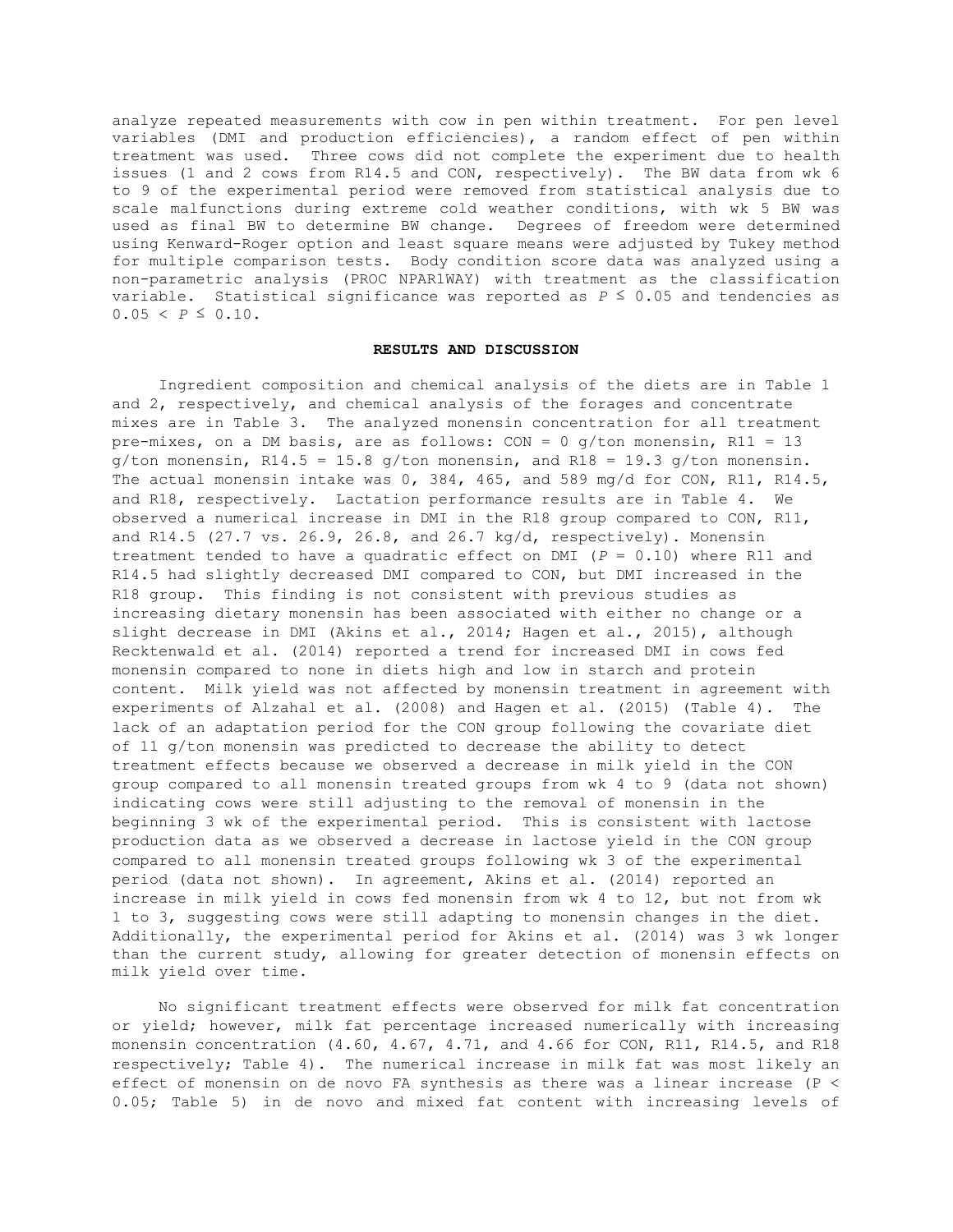analyze repeated measurements with cow in pen within treatment. For pen level variables (DMI and production efficiencies), a random effect of pen within treatment was used. Three cows did not complete the experiment due to health issues (1 and 2 cows from R14.5 and CON, respectively). The BW data from wk 6 to 9 of the experimental period were removed from statistical analysis due to scale malfunctions during extreme cold weather conditions, with wk 5 BW was used as final BW to determine BW change. Degrees of freedom were determined using Kenward-Roger option and least square means were adjusted by Tukey method for multiple comparison tests. Body condition score data was analyzed using a non-parametric analysis (PROC NPAR1WAY) with treatment as the classification variable. Statistical significance was reported as $P \leq 0.05$ and tendencies as $0.05 < P \leq 0.10$.

## RESULTS AND DISCUSSION

Ingredient composition and chemical analysis of the diets are in Table 1 and 2, respectively, and chemical analysis of the forages and concentrate mixes are in Table 3. The analyzed monensin concentration for all treatment pre-mixes, on a DM basis, are as follows: CON = 0 g/ton monensin, R11 = 13 g/ton monensin, R14.5 = 15.8 g/ton monensin, and R18 = 19.3 g/ton monensin. The actual monensin intake was 0, 384, 465, and 589 mg/d for CON, R11, R14.5, and R18, respectively. Lactation performance results are in Table 4. We observed a numerical increase in DMI in the R18 group compared to CON, R11, and R14.5 (27.7 vs. 26.9, 26.8, and 26.7 kg/d, respectively). Monensin treatment tended to have a quadratic effect on DMI ($P = 0.10$) where R11 and R14.5 had slightly decreased DMI compared to CON, but DMI increased in the R18 group. This finding is not consistent with previous studies as increasing dietary monensin has been associated with either no change or a slight decrease in DMI (Akins et al., 2014; Hagen et al., 2015), although Recktenwald et al. (2014) reported a trend for increased DMI in cows fed monensin compared to none in diets high and low in starch and protein content. Milk yield was not affected by monensin treatment in agreement with experiments of Alzahal et al. (2008) and Hagen et al. (2015) (Table 4). The lack of an adaptation period for the CON group following the covariate diet of 11 g/ton monensin was predicted to decrease the ability to detect treatment effects because we observed a decrease in milk yield in the CON group compared to all monensin treated groups from wk 4 to 9 (data not shown) indicating cows were still adjusting to the removal of monensin in the beginning 3 wk of the experimental period. This is consistent with lactose production data as we observed a decrease in lactose yield in the CON group compared to all monensin treated groups following wk 3 of the experimental period (data not shown). In agreement, Akins et al. (2014) reported an increase in milk yield in cows fed monensin from wk 4 to 12, but not from wk 1 to 3, suggesting cows were still adapting to monensin changes in the diet. Additionally, the experimental period for Akins et al. (2014) was 3 wk longer than the current study, allowing for greater detection of monensin effects on milk yield over time.

No significant treatment effects were observed for milk fat concentration or yield; however, milk fat percentage increased numerically with increasing monensin concentration (4.60, 4.67, 4.71, and 4.66 for CON, R11, R14.5, and R18 respectively; Table 4). The numerical increase in milk fat was most likely an effect of monensin on de novo FA synthesis as there was a linear increase ($P < 0.05$; Table 5) in de novo and mixed fat content with increasing levels of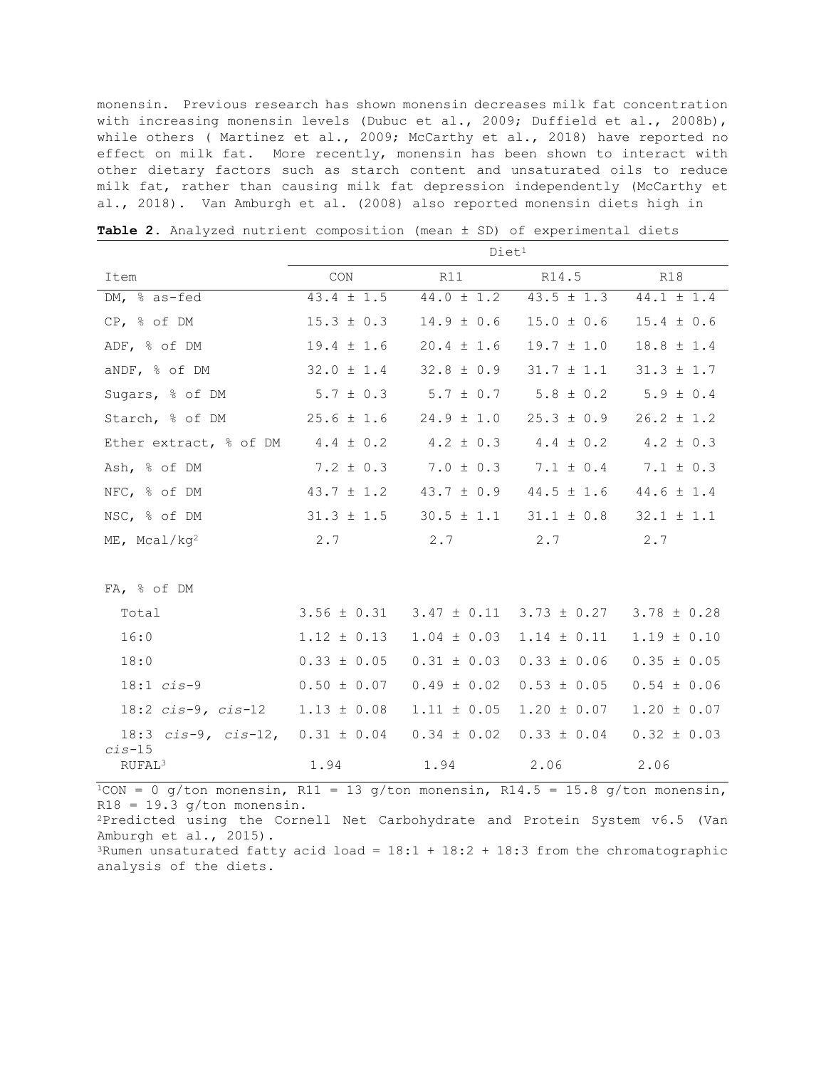monensin. Previous research has shown monensin decreases milk fat concentration with increasing monensin levels (Dubuc et al., 2009; Duffield et al., 2008b), while others ( Martinez et al., 2009; McCarthy et al., 2018) have reported no effect on milk fat. More recently, monensin has been shown to interact with other dietary factors such as starch content and unsaturated oils to reduce milk fat, rather than causing milk fat depression independently (McCarthy et al., 2018). Van Amburgh et al. (2008) also reported monensin diets high in

**Table 2.** Analyzed nutrient composition (mean ± SD) of experimental diets

| | Diet[1] | | | |
|---|---|---|---|---|
| Item | CON | R11 | R14.5 | R18 |
| DM, % as-fed | 43.4 ± 1.5 | 44.0 ± 1.2 | 43.5 ± 1.3 | 44.1 ± 1.4 |
| CP, % of DM | 15.3 ± 0.3 | 14.9 ± 0.6 | 15.0 ± 0.6 | 15.4 ± 0.6 |
| ADF, % of DM | 19.4 ± 1.6 | 20.4 ± 1.6 | 19.7 ± 1.0 | 18.8 ± 1.4 |
| aNDF, % of DM | 32.0 ± 1.4 | 32.8 ± 0.9 | 31.7 ± 1.1 | 31.3 ± 1.7 |
| Sugars, % of DM | 5.7 ± 0.3 | 5.7 ± 0.7 | 5.8 ± 0.2 | 5.9 ± 0.4 |
| Starch, % of DM | 25.6 ± 1.6 | 24.9 ± 1.0 | 25.3 ± 0.9 | 26.2 ± 1.2 |
| Ether extract, % of DM | 4.4 ± 0.2 | 4.2 ± 0.3 | 4.4 ± 0.2 | 4.2 ± 0.3 |
| Ash, % of DM | 7.2 ± 0.3 | 7.0 ± 0.3 | 7.1 ± 0.4 | 7.1 ± 0.3 |
| NFC, % of DM | 43.7 ± 1.2 | 43.7 ± 0.9 | 44.5 ± 1.6 | 44.6 ± 1.4 |
| NSC, % of DM | 31.3 ± 1.5 | 30.5 ± 1.1 | 31.1 ± 0.8 | 32.1 ± 1.1 |
| ME, Mcal/kg[2] | 2.7 | 2.7 | 2.7 | 2.7 |
| | | | | |
| FA, % of DM | | | | |
| Total | 3.56 ± 0.31 | 3.47 ± 0.11 | 3.73 ± 0.27 | 3.78 ± 0.28 |
| 16:0 | 1.12 ± 0.13 | 1.04 ± 0.03 | 1.14 ± 0.11 | 1.19 ± 0.10 |
| 18:0 | 0.33 ± 0.05 | 0.31 ± 0.03 | 0.33 ± 0.06 | 0.35 ± 0.05 |
| 18:1 *cis*-9 | 0.50 ± 0.07 | 0.49 ± 0.02 | 0.53 ± 0.05 | 0.54 ± 0.06 |
| 18:2 *cis*-9, *cis*-12 | 1.13 ± 0.08 | 1.11 ± 0.05 | 1.20 ± 0.07 | 1.20 ± 0.07 |
| 18:3 *cis*-9, *cis*-12, *cis*-15 | 0.31 ± 0.04 | 0.34 ± 0.02 | 0.33 ± 0.04 | 0.32 ± 0.03 |
| RUFAL[3] | 1.94 | 1.94 | 2.06 | 2.06 |

[1]CON = 0 g/ton monensin, R11 = 13 g/ton monensin, R14.5 = 15.8 g/ton monensin, R18 = 19.3 g/ton monensin.
[2]Predicted using the Cornell Net Carbohydrate and Protein System v6.5 (Van Amburgh et al., 2015).
[3]Rumen unsaturated fatty acid load = 18:1 + 18:2 + 18:3 from the chromatographic analysis of the diets.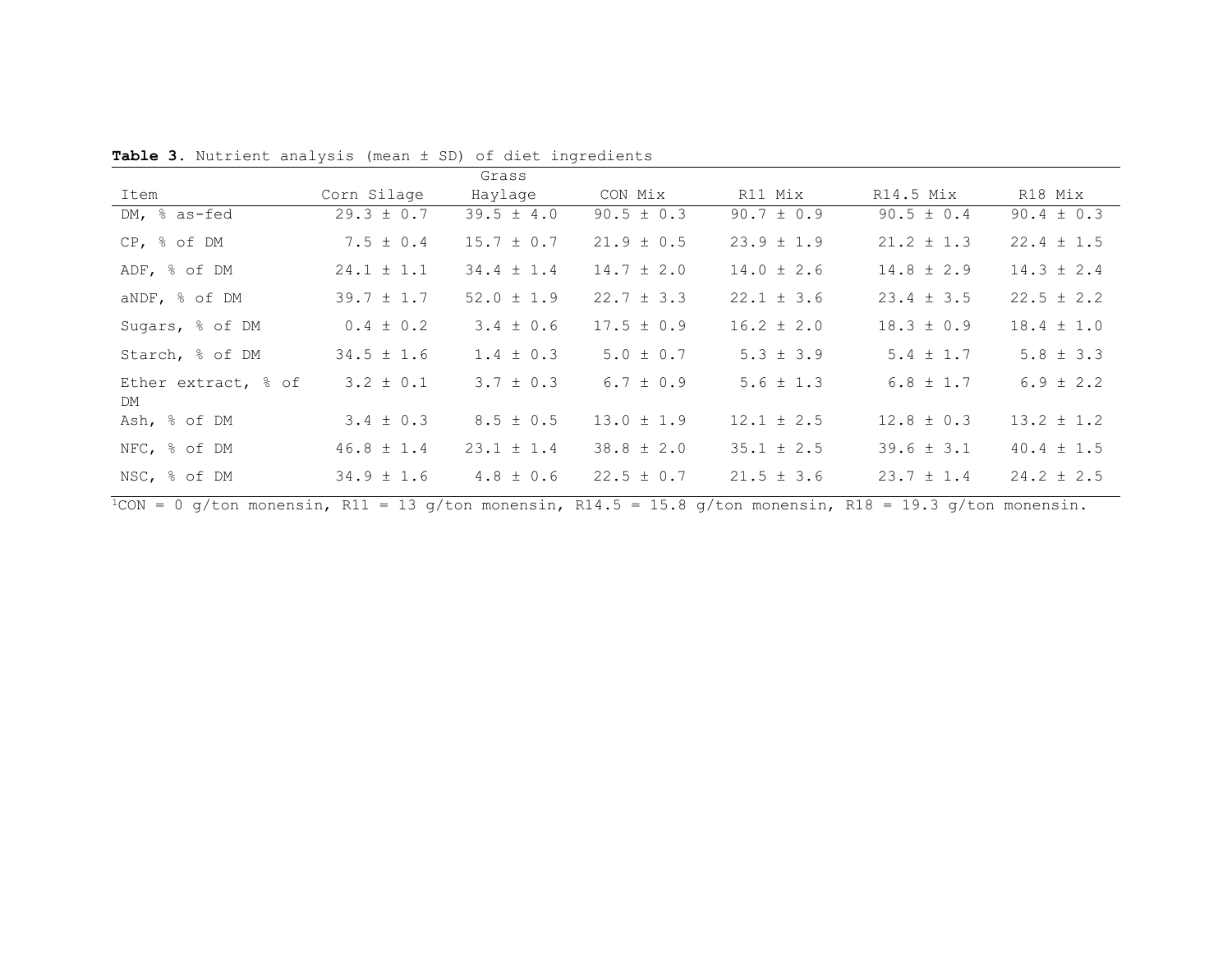**Table 3**. Nutrient analysis (mean ± SD) of diet ingredients

| Item | Corn Silage | Grass Haylage | CON Mix | R11 Mix | R14.5 Mix | R18 Mix |
|---|---|---|---|---|---|---|
| DM, % as-fed | 29.3 ± 0.7 | 39.5 ± 4.0 | 90.5 ± 0.3 | 90.7 ± 0.9 | 90.5 ± 0.4 | 90.4 ± 0.3 |
| CP, % of DM | 7.5 ± 0.4 | 15.7 ± 0.7 | 21.9 ± 0.5 | 23.9 ± 1.9 | 21.2 ± 1.3 | 22.4 ± 1.5 |
| ADF, % of DM | 24.1 ± 1.1 | 34.4 ± 1.4 | 14.7 ± 2.0 | 14.0 ± 2.6 | 14.8 ± 2.9 | 14.3 ± 2.4 |
| aNDF, % of DM | 39.7 ± 1.7 | 52.0 ± 1.9 | 22.7 ± 3.3 | 22.1 ± 3.6 | 23.4 ± 3.5 | 22.5 ± 2.2 |
| Sugars, % of DM | 0.4 ± 0.2 | 3.4 ± 0.6 | 17.5 ± 0.9 | 16.2 ± 2.0 | 18.3 ± 0.9 | 18.4 ± 1.0 |
| Starch, % of DM | 34.5 ± 1.6 | 1.4 ± 0.3 | 5.0 ± 0.7 | 5.3 ± 3.9 | 5.4 ± 1.7 | 5.8 ± 3.3 |
| Ether extract, % of DM | 3.2 ± 0.1 | 3.7 ± 0.3 | 6.7 ± 0.9 | 5.6 ± 1.3 | 6.8 ± 1.7 | 6.9 ± 2.2 |
| Ash, % of DM | 3.4 ± 0.3 | 8.5 ± 0.5 | 13.0 ± 1.9 | 12.1 ± 2.5 | 12.8 ± 0.3 | 13.2 ± 1.2 |
| NFC, % of DM | 46.8 ± 1.4 | 23.1 ± 1.4 | 38.8 ± 2.0 | 35.1 ± 2.5 | 39.6 ± 3.1 | 40.4 ± 1.5 |
| NSC, % of DM | 34.9 ± 1.6 | 4.8 ± 0.6 | 22.5 ± 0.7 | 21.5 ± 3.6 | 23.7 ± 1.4 | 24.2 ± 2.5 |

[1]CON = 0 g/ton monensin, R11 = 13 g/ton monensin, R14.5 = 15.8 g/ton monensin, R18 = 19.3 g/ton monensin.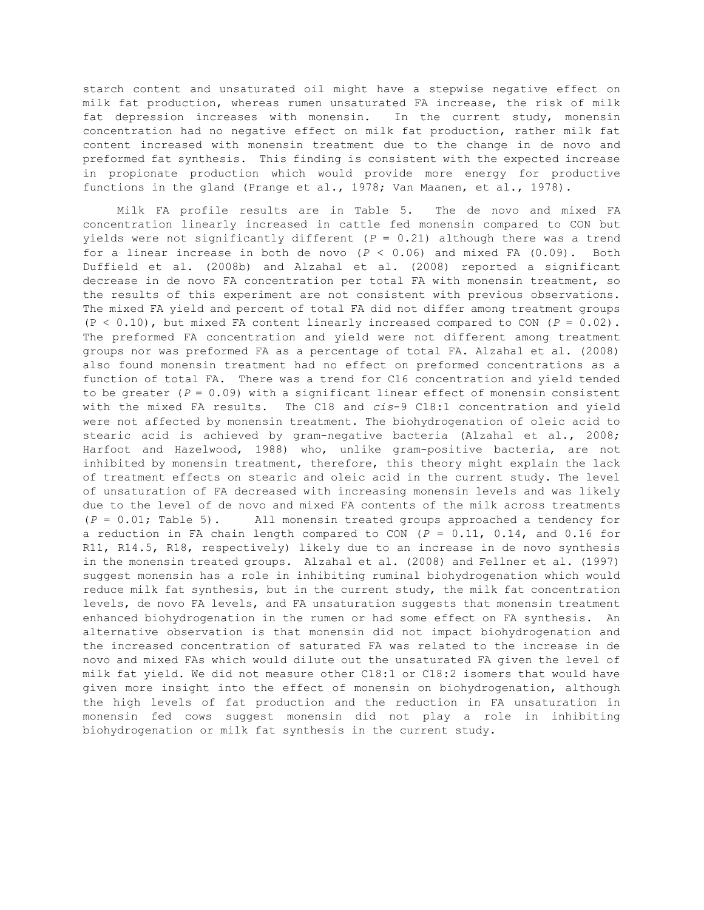starch content and unsaturated oil might have a stepwise negative effect on milk fat production, whereas rumen unsaturated FA increase, the risk of milk fat depression increases with monensin. In the current study, monensin concentration had no negative effect on milk fat production, rather milk fat content increased with monensin treatment due to the change in de novo and preformed fat synthesis. This finding is consistent with the expected increase in propionate production which would provide more energy for productive functions in the gland (Prange et al., 1978; Van Maanen, et al., 1978).

Milk FA profile results are in Table 5. The de novo and mixed FA concentration linearly increased in cattle fed monensin compared to CON but yields were not significantly different (*P* = 0.21) although there was a trend for a linear increase in both de novo (*P* < 0.06) and mixed FA (0.09). Both Duffield et al. (2008b) and Alzahal et al. (2008) reported a significant decrease in de novo FA concentration per total FA with monensin treatment, so the results of this experiment are not consistent with previous observations. The mixed FA yield and percent of total FA did not differ among treatment groups (P < 0.10), but mixed FA content linearly increased compared to CON (*P* = 0.02). The preformed FA concentration and yield were not different among treatment groups nor was preformed FA as a percentage of total FA. Alzahal et al. (2008) also found monensin treatment had no effect on preformed concentrations as a function of total FA. There was a trend for C16 concentration and yield tended to be greater (*P* = 0.09) with a significant linear effect of monensin consistent with the mixed FA results. The C18 and *cis*-9 C18:1 concentration and yield were not affected by monensin treatment. The biohydrogenation of oleic acid to stearic acid is achieved by gram-negative bacteria (Alzahal et al., 2008; Harfoot and Hazelwood, 1988) who, unlike gram-positive bacteria, are not inhibited by monensin treatment, therefore, this theory might explain the lack of treatment effects on stearic and oleic acid in the current study. The level of unsaturation of FA decreased with increasing monensin levels and was likely due to the level of de novo and mixed FA contents of the milk across treatments (*P* = 0.01; Table 5). All monensin treated groups approached a tendency for a reduction in FA chain length compared to CON (*P* = 0.11, 0.14, and 0.16 for R11, R14.5, R18, respectively) likely due to an increase in de novo synthesis in the monensin treated groups. Alzahal et al. (2008) and Fellner et al. (1997) suggest monensin has a role in inhibiting ruminal biohydrogenation which would reduce milk fat synthesis, but in the current study, the milk fat concentration levels, de novo FA levels, and FA unsaturation suggests that monensin treatment enhanced biohydrogenation in the rumen or had some effect on FA synthesis. An alternative observation is that monensin did not impact biohydrogenation and the increased concentration of saturated FA was related to the increase in de novo and mixed FAs which would dilute out the unsaturated FA given the level of milk fat yield. We did not measure other C18:1 or C18:2 isomers that would have given more insight into the effect of monensin on biohydrogenation, although the high levels of fat production and the reduction in FA unsaturation in monensin fed cows suggest monensin did not play a role in inhibiting biohydrogenation or milk fat synthesis in the current study.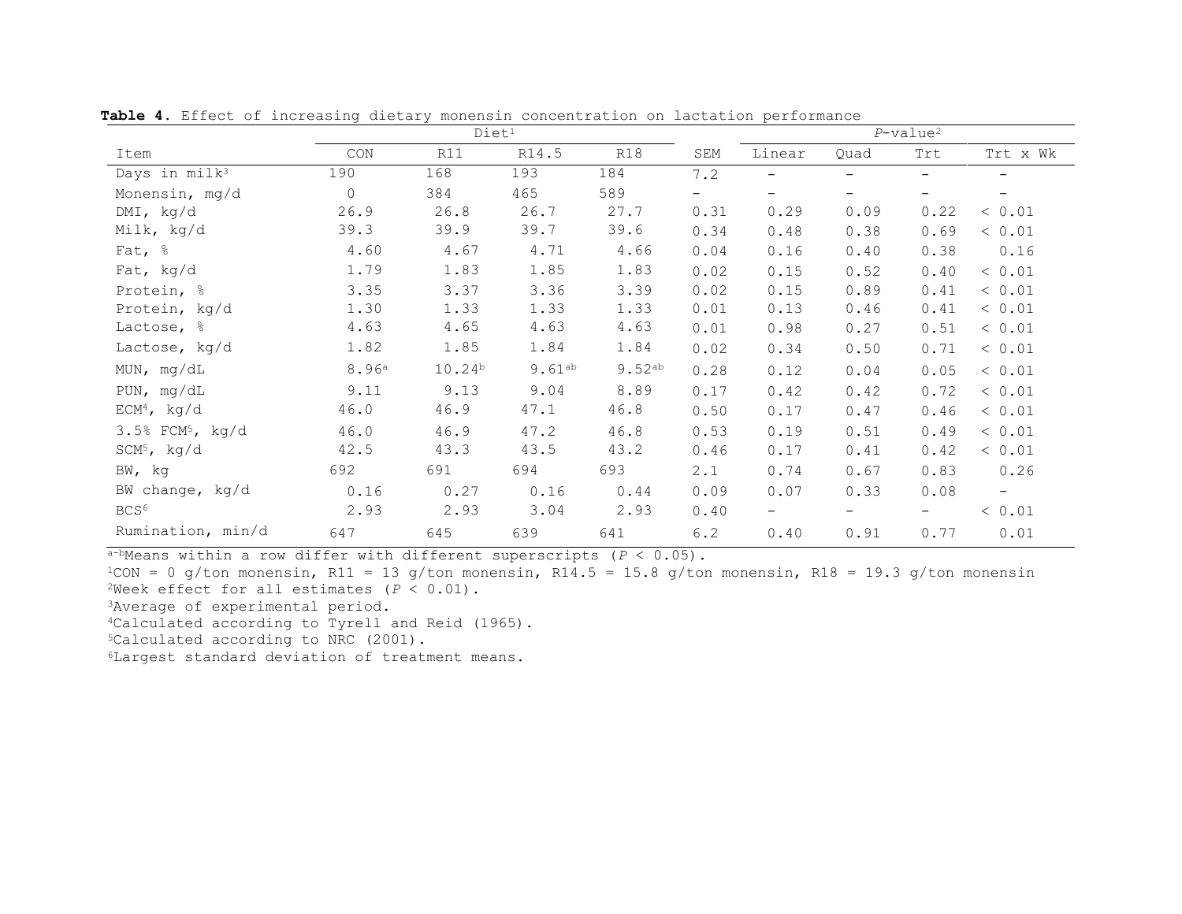**Table 4.** Effect of increasing dietary monensin concentration on lactation performance

| | Diet[1] | | | | | *P*-value[2] | | | |
|---|---|---|---|---|---|---|---|---|---|
| Item | CON | R11 | R14.5 | R18 | SEM | Linear | Quad | Trt | Trt x Wk |
| Days in milk[3] | 190 | 168 | 193 | 184 | 7.2 | – | – | – | – |
| Monensin, mg/d | 0 | 384 | 465 | 589 | – | – | – | – | – |
| DMI, kg/d | 26.9 | 26.8 | 26.7 | 27.7 | 0.31 | 0.29 | 0.09 | 0.22 | < 0.01 |
| Milk, kg/d | 39.3 | 39.9 | 39.7 | 39.6 | 0.34 | 0.48 | 0.38 | 0.69 | < 0.01 |
| Fat, % | 4.60 | 4.67 | 4.71 | 4.66 | 0.04 | 0.16 | 0.40 | 0.38 | 0.16 |
| Fat, kg/d | 1.79 | 1.83 | 1.85 | 1.83 | 0.02 | 0.15 | 0.52 | 0.40 | < 0.01 |
| Protein, % | 3.35 | 3.37 | 3.36 | 3.39 | 0.02 | 0.15 | 0.89 | 0.41 | < 0.01 |
| Protein, kg/d | 1.30 | 1.33 | 1.33 | 1.33 | 0.01 | 0.13 | 0.46 | 0.41 | < 0.01 |
| Lactose, % | 4.63 | 4.65 | 4.63 | 4.63 | 0.01 | 0.98 | 0.27 | 0.51 | < 0.01 |
| Lactose, kg/d | 1.82 | 1.85 | 1.84 | 1.84 | 0.02 | 0.34 | 0.50 | 0.71 | < 0.01 |
| MUN, mg/dL | 8.96[a] | 10.24[b] | 9.61[ab] | 9.52[ab] | 0.28 | 0.12 | 0.04 | 0.05 | < 0.01 |
| PUN, mg/dL | 9.11 | 9.13 | 9.04 | 8.89 | 0.17 | 0.42 | 0.42 | 0.72 | < 0.01 |
| ECM[4], kg/d | 46.0 | 46.9 | 47.1 | 46.8 | 0.50 | 0.17 | 0.47 | 0.46 | < 0.01 |
| 3.5% FCM[5], kg/d | 46.0 | 46.9 | 47.2 | 46.8 | 0.53 | 0.19 | 0.51 | 0.49 | < 0.01 |
| SCM[5], kg/d | 42.5 | 43.3 | 43.5 | 43.2 | 0.46 | 0.17 | 0.41 | 0.42 | < 0.01 |
| BW, kg | 692 | 691 | 694 | 693 | 2.1 | 0.74 | 0.67 | 0.83 | 0.26 |
| BW change, kg/d | 0.16 | 0.27 | 0.16 | 0.44 | 0.09 | 0.07 | 0.33 | 0.08 | – |
| BCS[6] | 2.93 | 2.93 | 3.04 | 2.93 | 0.40 | – | – | – | < 0.01 |
| Rumination, min/d | 647 | 645 | 639 | 641 | 6.2 | 0.40 | 0.91 | 0.77 | 0.01 |

[a-b]Means within a row differ with different superscripts ($P < 0.05$).

[1]CON = 0 g/ton monensin, R11 = 13 g/ton monensin, R14.5 = 15.8 g/ton monensin, R18 = 19.3 g/ton monensin

[2]Week effect for all estimates ($P < 0.01$).

[3]Average of experimental period.

[4]Calculated according to Tyrell and Reid (1965).

[5]Calculated according to NRC (2001).

[6]Largest standard deviation of treatment means.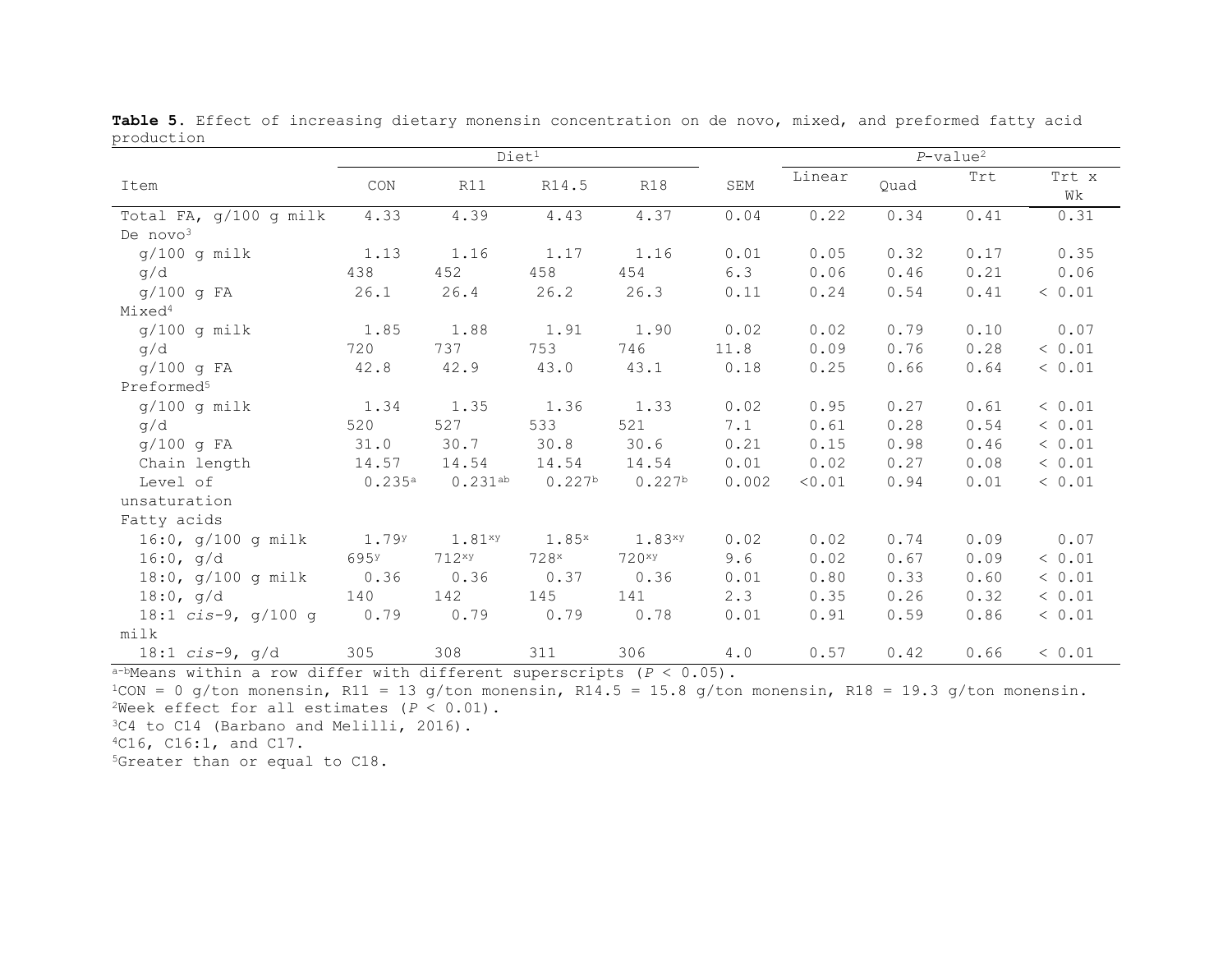**Table 5**. Effect of increasing dietary monensin concentration on de novo, mixed, and preformed fatty acid production

| Item | Diet[1] | | | | SEM | *P*-value[2] | | | |
|---|---|---|---|---|---|---|---|---|---|
| | CON | R11 | R14.5 | R18 | | Linear | Quad | Trt | Trt x Wk |
| Total FA, g/100 g milk | 4.33 | 4.39 | 4.43 | 4.37 | 0.04 | 0.22 | 0.34 | 0.41 | 0.31 |
| De novo[3] | | | | | | | | | |
| g/100 g milk | 1.13 | 1.16 | 1.17 | 1.16 | 0.01 | 0.05 | 0.32 | 0.17 | 0.35 |
| g/d | 438 | 452 | 458 | 454 | 6.3 | 0.06 | 0.46 | 0.21 | 0.06 |
| g/100 g FA | 26.1 | 26.4 | 26.2 | 26.3 | 0.11 | 0.24 | 0.54 | 0.41 | < 0.01 |
| Mixed[4] | | | | | | | | | |
| g/100 g milk | 1.85 | 1.88 | 1.91 | 1.90 | 0.02 | 0.02 | 0.79 | 0.10 | 0.07 |
| g/d | 720 | 737 | 753 | 746 | 11.8 | 0.09 | 0.76 | 0.28 | < 0.01 |
| g/100 g FA | 42.8 | 42.9 | 43.0 | 43.1 | 0.18 | 0.25 | 0.66 | 0.64 | < 0.01 |
| Preformed[5] | | | | | | | | | |
| g/100 g milk | 1.34 | 1.35 | 1.36 | 1.33 | 0.02 | 0.95 | 0.27 | 0.61 | < 0.01 |
| g/d | 520 | 527 | 533 | 521 | 7.1 | 0.61 | 0.28 | 0.54 | < 0.01 |
| g/100 g FA | 31.0 | 30.7 | 30.8 | 30.6 | 0.21 | 0.15 | 0.98 | 0.46 | < 0.01 |
| Chain length | 14.57 | 14.54 | 14.54 | 14.54 | 0.01 | 0.02 | 0.27 | 0.08 | < 0.01 |
| Level of unsaturation | 0.235[a] | 0.231[ab] | 0.227[b] | 0.227[b] | 0.002 | <0.01 | 0.94 | 0.01 | < 0.01 |
| Fatty acids | | | | | | | | | |
| 16:0, g/100 g milk | 1.79[y] | 1.81[xy] | 1.85[x] | 1.83[xy] | 0.02 | 0.02 | 0.74 | 0.09 | 0.07 |
| 16:0, g/d | 695[y] | 712[xy] | 728[x] | 720[xy] | 9.6 | 0.02 | 0.67 | 0.09 | < 0.01 |
| 18:0, g/100 g milk | 0.36 | 0.36 | 0.37 | 0.36 | 0.01 | 0.80 | 0.33 | 0.60 | < 0.01 |
| 18:0, g/d | 140 | 142 | 145 | 141 | 2.3 | 0.35 | 0.26 | 0.32 | < 0.01 |
| 18:1 *cis*-9, g/100 g milk | 0.79 | 0.79 | 0.79 | 0.78 | 0.01 | 0.91 | 0.59 | 0.86 | < 0.01 |
| 18:1 *cis*-9, g/d | 305 | 308 | 311 | 306 | 4.0 | 0.57 | 0.42 | 0.66 | < 0.01 |

[a-b]Means within a row differ with different superscripts ($P < 0.05$).

[1]CON = 0 g/ton monensin, R11 = 13 g/ton monensin, R14.5 = 15.8 g/ton monensin, R18 = 19.3 g/ton monensin.

[2]Week effect for all estimates ($P < 0.01$).

[3]C4 to C14 (Barbano and Melilli, 2016).

[4]C16, C16:1, and C17.

[5]Greater than or equal to C18.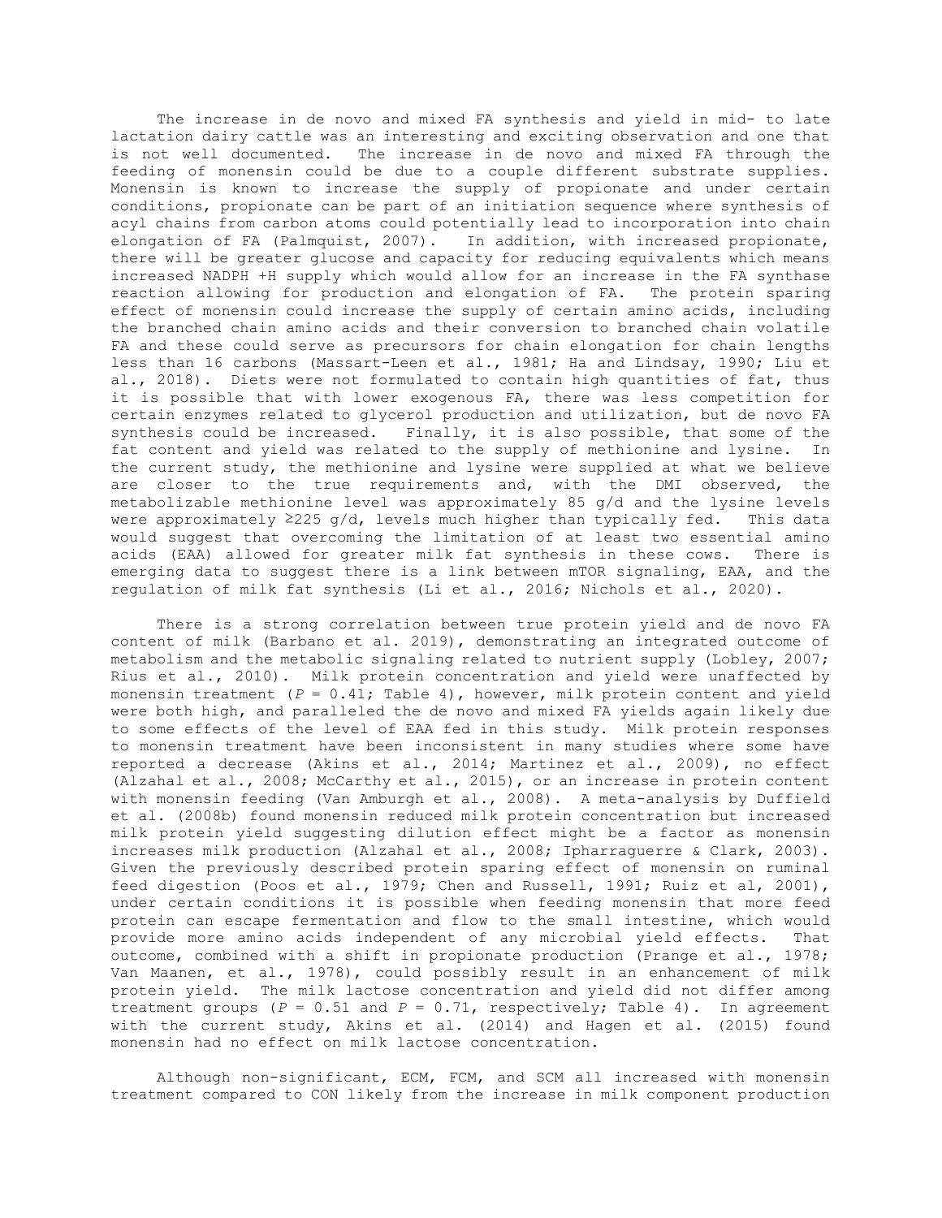The increase in de novo and mixed FA synthesis and yield in mid- to late lactation dairy cattle was an interesting and exciting observation and one that is not well documented. The increase in de novo and mixed FA through the feeding of monensin could be due to a couple different substrate supplies. Monensin is known to increase the supply of propionate and under certain conditions, propionate can be part of an initiation sequence where synthesis of acyl chains from carbon atoms could potentially lead to incorporation into chain elongation of FA (Palmquist, 2007). In addition, with increased propionate, there will be greater glucose and capacity for reducing equivalents which means increased NADPH +H supply which would allow for an increase in the FA synthase reaction allowing for production and elongation of FA. The protein sparing effect of monensin could increase the supply of certain amino acids, including the branched chain amino acids and their conversion to branched chain volatile FA and these could serve as precursors for chain elongation for chain lengths less than 16 carbons (Massart-Leen et al., 1981; Ha and Lindsay, 1990; Liu et al., 2018). Diets were not formulated to contain high quantities of fat, thus it is possible that with lower exogenous FA, there was less competition for certain enzymes related to glycerol production and utilization, but de novo FA synthesis could be increased. Finally, it is also possible, that some of the fat content and yield was related to the supply of methionine and lysine. In the current study, the methionine and lysine were supplied at what we believe are closer to the true requirements and, with the DMI observed, the metabolizable methionine level was approximately 85 g/d and the lysine levels were approximately ≥225 g/d, levels much higher than typically fed. This data would suggest that overcoming the limitation of at least two essential amino acids (EAA) allowed for greater milk fat synthesis in these cows. There is emerging data to suggest there is a link between mTOR signaling, EAA, and the regulation of milk fat synthesis (Li et al., 2016; Nichols et al., 2020).

There is a strong correlation between true protein yield and de novo FA content of milk (Barbano et al. 2019), demonstrating an integrated outcome of metabolism and the metabolic signaling related to nutrient supply (Lobley, 2007; Rius et al., 2010). Milk protein concentration and yield were unaffected by monensin treatment (*P* = 0.41; Table 4), however, milk protein content and yield were both high, and paralleled the de novo and mixed FA yields again likely due to some effects of the level of EAA fed in this study. Milk protein responses to monensin treatment have been inconsistent in many studies where some have reported a decrease (Akins et al., 2014; Martinez et al., 2009), no effect (Alzahal et al., 2008; McCarthy et al., 2015), or an increase in protein content with monensin feeding (Van Amburgh et al., 2008). A meta-analysis by Duffield et al. (2008b) found monensin reduced milk protein concentration but increased milk protein yield suggesting dilution effect might be a factor as monensin increases milk production (Alzahal et al., 2008; Ipharraguerre & Clark, 2003). Given the previously described protein sparing effect of monensin on ruminal feed digestion (Poos et al., 1979; Chen and Russell, 1991; Ruiz et al, 2001), under certain conditions it is possible when feeding monensin that more feed protein can escape fermentation and flow to the small intestine, which would provide more amino acids independent of any microbial yield effects. That outcome, combined with a shift in propionate production (Prange et al., 1978; Van Maanen, et al., 1978), could possibly result in an enhancement of milk protein yield. The milk lactose concentration and yield did not differ among treatment groups (*P* = 0.51 and *P* = 0.71, respectively; Table 4). In agreement with the current study, Akins et al. (2014) and Hagen et al. (2015) found monensin had no effect on milk lactose concentration.

Although non-significant, ECM, FCM, and SCM all increased with monensin treatment compared to CON likely from the increase in milk component production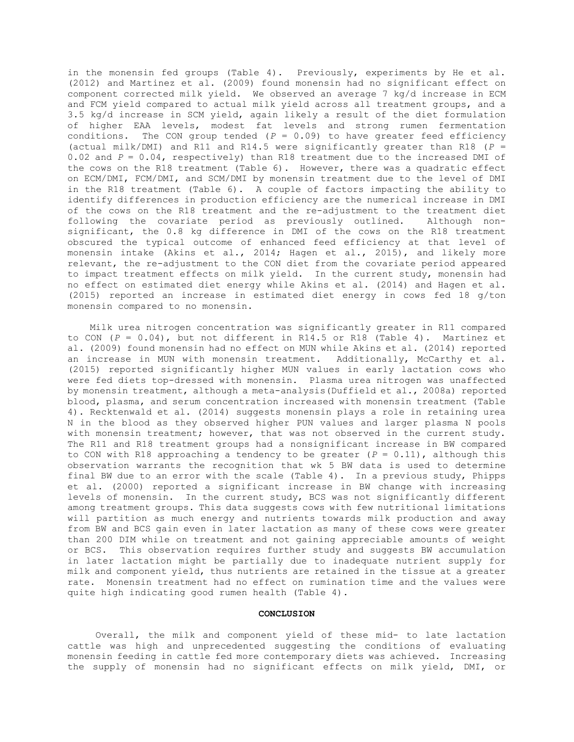in the monensin fed groups (Table 4). Previously, experiments by He et al. (2012) and Martinez et al. (2009) found monensin had no significant effect on component corrected milk yield. We observed an average 7 kg/d increase in ECM and FCM yield compared to actual milk yield across all treatment groups, and a 3.5 kg/d increase in SCM yield, again likely a result of the diet formulation of higher EAA levels, modest fat levels and strong rumen fermentation conditions. The CON group tended ($P$ = 0.09) to have greater feed efficiency (actual milk/DMI) and R11 and R14.5 were significantly greater than R18 ($P$ = 0.02 and $P$ = 0.04, respectively) than R18 treatment due to the increased DMI of the cows on the R18 treatment (Table 6). However, there was a quadratic effect on ECM/DMI, FCM/DMI, and SCM/DMI by monensin treatment due to the level of DMI in the R18 treatment (Table 6). A couple of factors impacting the ability to identify differences in production efficiency are the numerical increase in DMI of the cows on the R18 treatment and the re-adjustment to the treatment diet following the covariate period as previously outlined. Although non-significant, the 0.8 kg difference in DMI of the cows on the R18 treatment obscured the typical outcome of enhanced feed efficiency at that level of monensin intake (Akins et al., 2014; Hagen et al., 2015), and likely more relevant, the re-adjustment to the CON diet from the covariate period appeared to impact treatment effects on milk yield. In the current study, monensin had no effect on estimated diet energy while Akins et al. (2014) and Hagen et al. (2015) reported an increase in estimated diet energy in cows fed 18 g/ton monensin compared to no monensin.

Milk urea nitrogen concentration was significantly greater in R11 compared to CON ($P$ = 0.04), but not different in R14.5 or R18 (Table 4). Martinez et al. (2009) found monensin had no effect on MUN while Akins et al. (2014) reported an increase in MUN with monensin treatment. Additionally, McCarthy et al. (2015) reported significantly higher MUN values in early lactation cows who were fed diets top-dressed with monensin. Plasma urea nitrogen was unaffected by monensin treatment, although a meta-analysis(Duffield et al., 2008a) reported blood, plasma, and serum concentration increased with monensin treatment (Table 4). Recktenwald et al. (2014) suggests monensin plays a role in retaining urea N in the blood as they observed higher PUN values and larger plasma N pools with monensin treatment; however, that was not observed in the current study. The R11 and R18 treatment groups had a nonsignificant increase in BW compared to CON with R18 approaching a tendency to be greater ($P$ = 0.11), although this observation warrants the recognition that wk 5 BW data is used to determine final BW due to an error with the scale (Table 4). In a previous study, Phipps et al. (2000) reported a significant increase in BW change with increasing levels of monensin. In the current study, BCS was not significantly different among treatment groups. This data suggests cows with few nutritional limitations will partition as much energy and nutrients towards milk production and away from BW and BCS gain even in later lactation as many of these cows were greater than 200 DIM while on treatment and not gaining appreciable amounts of weight or BCS. This observation requires further study and suggests BW accumulation in later lactation might be partially due to inadequate nutrient supply for milk and component yield, thus nutrients are retained in the tissue at a greater rate. Monensin treatment had no effect on rumination time and the values were quite high indicating good rumen health (Table 4).

## CONCLUSION

Overall, the milk and component yield of these mid- to late lactation cattle was high and unprecedented suggesting the conditions of evaluating monensin feeding in cattle fed more contemporary diets was achieved. Increasing the supply of monensin had no significant effects on milk yield, DMI, or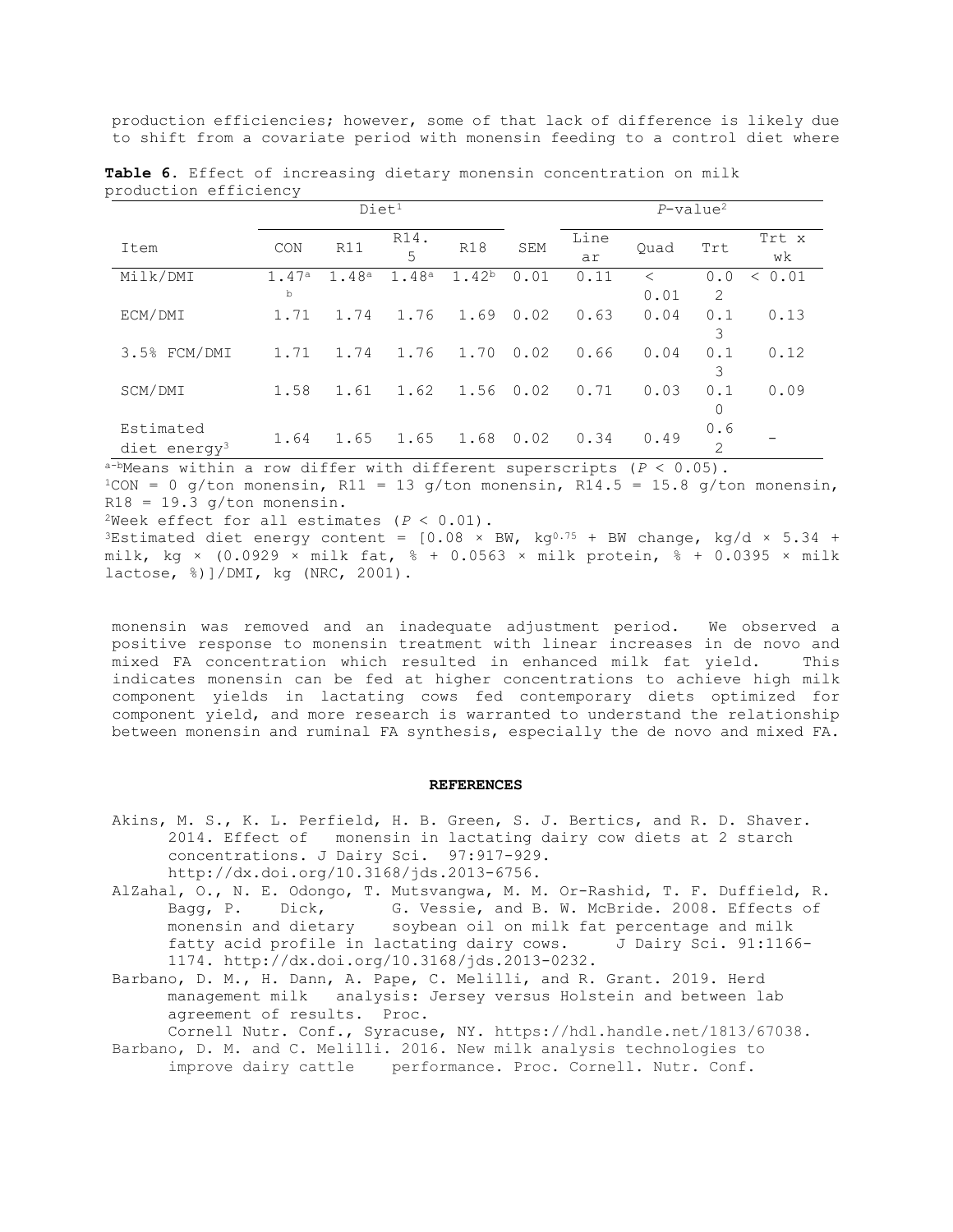production efficiencies; however, some of that lack of difference is likely due to shift from a covariate period with monensin feeding to a control diet where

**Table 6**. Effect of increasing dietary monensin concentration on milk production efficiency

| Item | Diet[1] | | | | | *P*-value[2] | | | |
|---|---|---|---|---|---|---|---|---|---|
| | CON | R11 | R14.5 | R18 | SEM | Linear | Quad | Trt | Trt x wk |
| Milk/DMI | 1.47[ab] | 1.48[a] | 1.48[a] | 1.42[b] | 0.01 | 0.11 | < 0.01 | 0.02 | < 0.01 |
| ECM/DMI | 1.71 | 1.74 | 1.76 | 1.69 | 0.02 | 0.63 | 0.04 | 0.13 | 0.13 |
| 3.5% FCM/DMI | 1.71 | 1.74 | 1.76 | 1.70 | 0.02 | 0.66 | 0.04 | 0.13 | 0.12 |
| SCM/DMI | 1.58 | 1.61 | 1.62 | 1.56 | 0.02 | 0.71 | 0.03 | 0.10 | 0.09 |
| Estimated diet energy[3] | 1.64 | 1.65 | 1.65 | 1.68 | 0.02 | 0.34 | 0.49 | 0.62 | – |

[a-b]Means within a row differ with different superscripts ($P < 0.05$).

[1]CON = 0 g/ton monensin, R11 = 13 g/ton monensin, R14.5 = 15.8 g/ton monensin, R18 = 19.3 g/ton monensin.

[2]Week effect for all estimates ($P < 0.01$).

[3]Estimated diet energy content = [0.08 × BW, $kg^{0.75}$ + BW change, kg/d × 5.34 + milk, kg × (0.0929 × milk fat, % + 0.0563 × milk protein, % + 0.0395 × milk lactose, %)]/DMI, kg (NRC, 2001).

monensin was removed and an inadequate adjustment period. We observed a positive response to monensin treatment with linear increases in de novo and mixed FA concentration which resulted in enhanced milk fat yield. This indicates monensin can be fed at higher concentrations to achieve high milk component yields in lactating cows fed contemporary diets optimized for component yield, and more research is warranted to understand the relationship between monensin and ruminal FA synthesis, especially the de novo and mixed FA.

## REFERENCES

Akins, M. S., K. L. Perfield, H. B. Green, S. J. Bertics, and R. D. Shaver. 2014. Effect of monensin in lactating dairy cow diets at 2 starch concentrations. J Dairy Sci. 97:917-929. http://dx.doi.org/10.3168/jds.2013-6756.

AlZahal, O., N. E. Odongo, T. Mutsvangwa, M. M. Or-Rashid, T. F. Duffield, R. Bagg, P. Dick, G. Vessie, and B. W. McBride. 2008. Effects of monensin and dietary soybean oil on milk fat percentage and milk fatty acid profile in lactating dairy cows. J Dairy Sci. 91:1166-1174. http://dx.doi.org/10.3168/jds.2013-0232.

Barbano, D. M., H. Dann, A. Pape, C. Melilli, and R. Grant. 2019. Herd management milk analysis: Jersey versus Holstein and between lab agreement of results. Proc. Cornell Nutr. Conf., Syracuse, NY. https://hdl.handle.net/1813/67038.

Barbano, D. M. and C. Melilli. 2016. New milk analysis technologies to improve dairy cattle performance. Proc. Cornell. Nutr. Conf.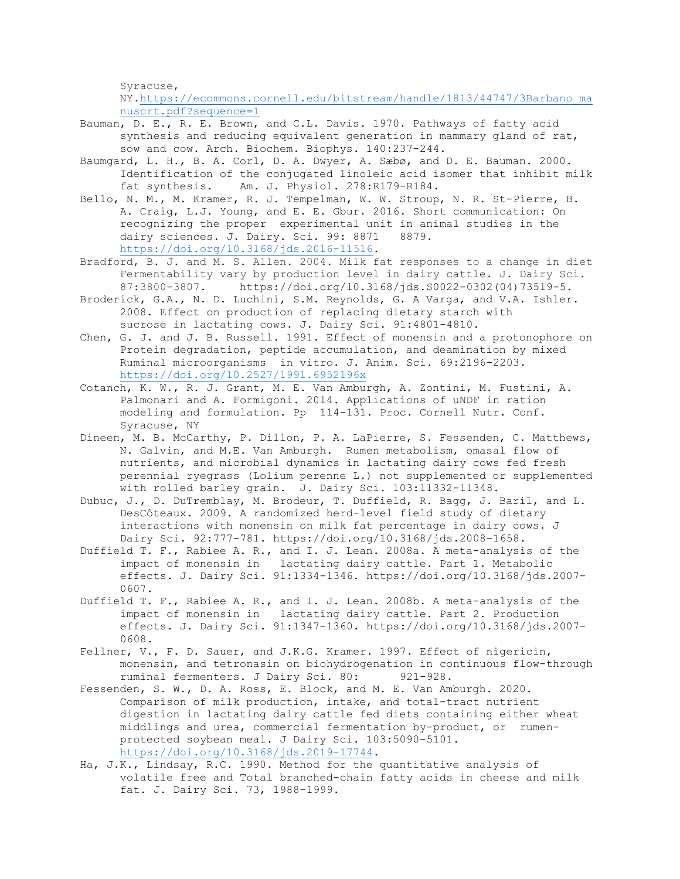Syracuse, NY.https://ecommons.cornell.edu/bitstream/handle/1813/44747/3Barbano_manuscrt.pdf?sequence=1

Bauman, D. E., R. E. Brown, and C.L. Davis. 1970. Pathways of fatty acid synthesis and reducing equivalent generation in mammary gland of rat, sow and cow. Arch. Biochem. Biophys. 140:237-244.

Baumgard, L. H., B. A. Corl, D. A. Dwyer, A. Sæbø, and D. E. Bauman. 2000. Identification of the conjugated linoleic acid isomer that inhibit milk fat synthesis. Am. J. Physiol. 278:R179-R184.

Bello, N. M., M. Kramer, R. J. Tempelman, W. W. Stroup, N. R. St-Pierre, B. A. Craig, L.J. Young, and E. E. Gbur. 2016. Short communication: On recognizing the proper experimental unit in animal studies in the dairy sciences. J. Dairy. Sci. 99: 8871 8879. https://doi.org/10.3168/jds.2016-11516.

Bradford, B. J. and M. S. Allen. 2004. Milk fat responses to a change in diet Fermentability vary by production level in dairy cattle. J. Dairy Sci. 87:3800-3807. https://doi.org/10.3168/jds.S0022-0302(04)73519-5.

Broderick, G.A., N. D. Luchini, S.M. Reynolds, G. A Varga, and V.A. Ishler. 2008. Effect on production of replacing dietary starch with sucrose in lactating cows. J. Dairy Sci. 91:4801-4810.

Chen, G. J. and J. B. Russell. 1991. Effect of monensin and a protonophore on Protein degradation, peptide accumulation, and deamination by mixed Ruminal microorganisms in vitro. J. Anim. Sci. 69:2196-2203. https://doi.org/10.2527/1991.6952196x

Cotanch, K. W., R. J. Grant, M. E. Van Amburgh, A. Zontini, M. Fustini, A. Palmonari and A. Formigoni. 2014. Applications of uNDF in ration modeling and formulation. Pp 114-131. Proc. Cornell Nutr. Conf. Syracuse, NY

Dineen, M. B. McCarthy, P. Dillon, P. A. LaPierre, S. Fessenden, C. Matthews, N. Galvin, and M.E. Van Amburgh. Rumen metabolism, omasal flow of nutrients, and microbial dynamics in lactating dairy cows fed fresh perennial ryegrass (Lolium perenne L.) not supplemented or supplemented with rolled barley grain. J. Dairy Sci. 103:11332-11348.

Dubuc, J., D. DuTremblay, M. Brodeur, T. Duffield, R. Bagg, J. Baril, and L. DesCôteaux. 2009. A randomized herd-level field study of dietary interactions with monensin on milk fat percentage in dairy cows. J Dairy Sci. 92:777-781. https://doi.org/10.3168/jds.2008-1658.

Duffield T. F., Rabiee A. R., and I. J. Lean. 2008a. A meta-analysis of the impact of monensin in lactating dairy cattle. Part 1. Metabolic effects. J. Dairy Sci. 91:1334-1346. https://doi.org/10.3168/jds.2007-0607.

Duffield T. F., Rabiee A. R., and I. J. Lean. 2008b. A meta-analysis of the impact of monensin in lactating dairy cattle. Part 2. Production effects. J. Dairy Sci. 91:1347-1360. https://doi.org/10.3168/jds.2007-0608.

Fellner, V., F. D. Sauer, and J.K.G. Kramer. 1997. Effect of nigericin, monensin, and tetronasin on biohydrogenation in continuous flow-through ruminal fermenters. J Dairy Sci. 80: 921-928.

Fessenden, S. W., D. A. Ross, E. Block, and M. E. Van Amburgh. 2020. Comparison of milk production, intake, and total-tract nutrient digestion in lactating dairy cattle fed diets containing either wheat middlings and urea, commercial fermentation by-product, or rumen-protected soybean meal. J Dairy Sci. 103:5090-5101. https://doi.org/10.3168/jds.2019-17744.

Ha, J.K., Lindsay, R.C. 1990. Method for the quantitative analysis of volatile free and Total branched-chain fatty acids in cheese and milk fat. J. Dairy Sci. 73, 1988–1999.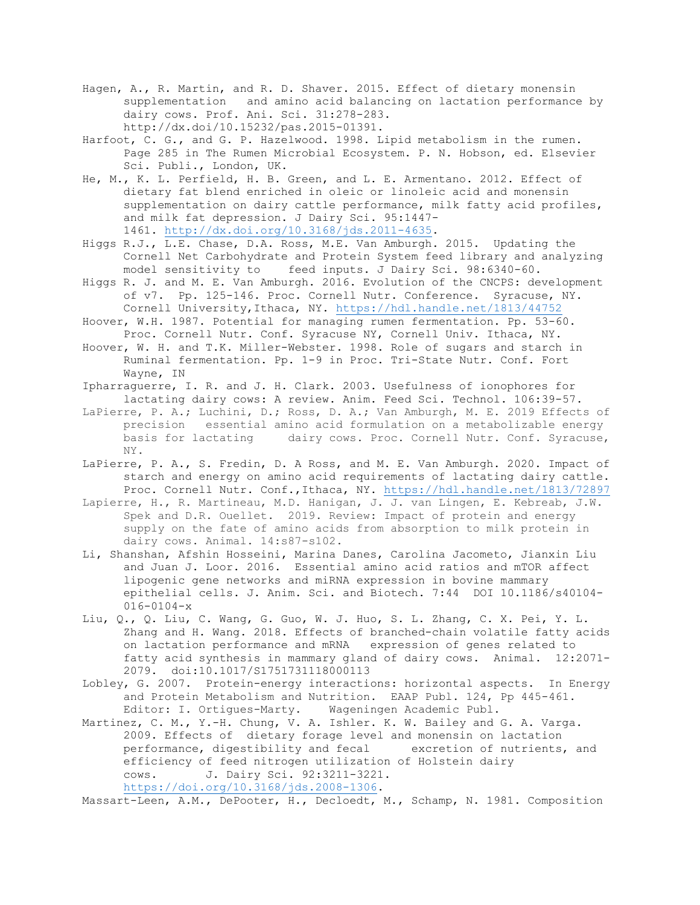Hagen, A., R. Martin, and R. D. Shaver. 2015. Effect of dietary monensin supplementation and amino acid balancing on lactation performance by dairy cows. Prof. Ani. Sci. 31:278-283. http://dx.doi/10.15232/pas.2015-01391.

Harfoot, C. G., and G. P. Hazelwood. 1998. Lipid metabolism in the rumen. Page 285 in The Rumen Microbial Ecosystem. P. N. Hobson, ed. Elsevier Sci. Publi., London, UK.

He, M., K. L. Perfield, H. B. Green, and L. E. Armentano. 2012. Effect of dietary fat blend enriched in oleic or linoleic acid and monensin supplementation on dairy cattle performance, milk fatty acid profiles, and milk fat depression. J Dairy Sci. 95:1447-1461. http://dx.doi.org/10.3168/jds.2011-4635.

Higgs R.J., L.E. Chase, D.A. Ross, M.E. Van Amburgh. 2015. Updating the Cornell Net Carbohydrate and Protein System feed library and analyzing model sensitivity to feed inputs. J Dairy Sci. 98:6340-60.

Higgs R. J. and M. E. Van Amburgh. 2016. Evolution of the CNCPS: development of v7. Pp. 125-146. Proc. Cornell Nutr. Conference. Syracuse, NY. Cornell University,Ithaca, NY. https://hdl.handle.net/1813/44752

Hoover, W.H. 1987. Potential for managing rumen fermentation. Pp. 53-60. Proc. Cornell Nutr. Conf. Syracuse NY, Cornell Univ. Ithaca, NY.

Hoover, W. H. and T.K. Miller-Webster. 1998. Role of sugars and starch in Ruminal fermentation. Pp. 1-9 in Proc. Tri-State Nutr. Conf. Fort Wayne, IN

Ipharraguerre, I. R. and J. H. Clark. 2003. Usefulness of ionophores for lactating dairy cows: A review. Anim. Feed Sci. Technol. 106:39-57.

LaPierre, P. A.; Luchini, D.; Ross, D. A.; Van Amburgh, M. E. 2019 Effects of precision essential amino acid formulation on a metabolizable energy basis for lactating dairy cows. Proc. Cornell Nutr. Conf. Syracuse, NY.

LaPierre, P. A., S. Fredin, D. A Ross, and M. E. Van Amburgh. 2020. Impact of starch and energy on amino acid requirements of lactating dairy cattle. Proc. Cornell Nutr. Conf.,Ithaca, NY. https://hdl.handle.net/1813/72897

Lapierre, H., R. Martineau, M.D. Hanigan, J. J. van Lingen, E. Kebreab, J.W. Spek and D.R. Ouellet. 2019. Review: Impact of protein and energy supply on the fate of amino acids from absorption to milk protein in dairy cows. Animal. 14:s87-s102.

Li, Shanshan, Afshin Hosseini, Marina Danes, Carolina Jacometo, Jianxin Liu and Juan J. Loor. 2016. Essential amino acid ratios and mTOR affect lipogenic gene networks and miRNA expression in bovine mammary epithelial cells. J. Anim. Sci. and Biotech. 7:44 DOI 10.1186/s40104-016-0104-x

Liu, Q., Q. Liu, C. Wang, G. Guo, W. J. Huo, S. L. Zhang, C. X. Pei, Y. L. Zhang and H. Wang. 2018. Effects of branched-chain volatile fatty acids on lactation performance and mRNA expression of genes related to fatty acid synthesis in mammary gland of dairy cows. Animal. 12:2071-2079. doi:10.1017/S1751731118000113

Lobley, G. 2007. Protein-energy interactions: horizontal aspects. In Energy and Protein Metabolism and Nutrition. EAAP Publ. 124, Pp 445-461. Editor: I. Ortigues-Marty. Wageningen Academic Publ.

Martinez, C. M., Y.-H. Chung, V. A. Ishler. K. W. Bailey and G. A. Varga. 2009. Effects of dietary forage level and monensin on lactation performance, digestibility and fecal excretion of nutrients, and efficiency of feed nitrogen utilization of Holstein dairy cows. J. Dairy Sci. 92:3211-3221. https://doi.org/10.3168/jds.2008-1306.

Massart-Leen, A.M., DePooter, H., Decloedt, M., Schamp, N. 1981. Composition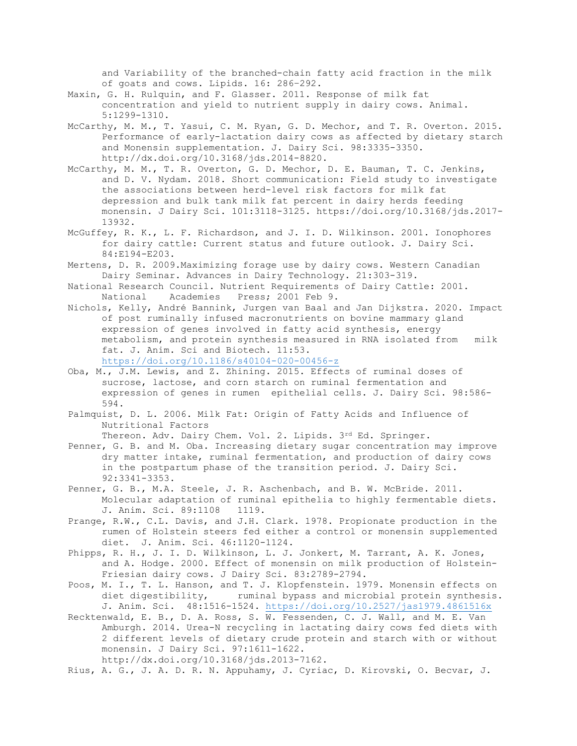and Variability of the branched-chain fatty acid fraction in the milk of goats and cows. Lipids. 16: 286–292.

Maxin, G. H. Rulquin, and F. Glasser. 2011. Response of milk fat concentration and yield to nutrient supply in dairy cows. Animal. 5:1299-1310.

McCarthy, M. M., T. Yasui, C. M. Ryan, G. D. Mechor, and T. R. Overton. 2015. Performance of early-lactation dairy cows as affected by dietary starch and Monensin supplementation. J. Dairy Sci. 98:3335-3350. http://dx.doi.org/10.3168/jds.2014-8820.

McCarthy, M. M., T. R. Overton, G. D. Mechor, D. E. Bauman, T. C. Jenkins, and D. V. Nydam. 2018. Short communication: Field study to investigate the associations between herd-level risk factors for milk fat depression and bulk tank milk fat percent in dairy herds feeding monensin. J Dairy Sci. 101:3118-3125. https://doi.org/10.3168/jds.2017-13932.

McGuffey, R. K., L. F. Richardson, and J. I. D. Wilkinson. 2001. Ionophores for dairy cattle: Current status and future outlook. J. Dairy Sci. 84:E194-E203.

Mertens, D. R. 2009.Maximizing forage use by dairy cows. Western Canadian Dairy Seminar. Advances in Dairy Technology. 21:303-319.

National Research Council. Nutrient Requirements of Dairy Cattle: 2001. National Academies Press; 2001 Feb 9.

Nichols, Kelly, André Bannink, Jurgen van Baal and Jan Dijkstra. 2020. Impact of post ruminally infused macronutrients on bovine mammary gland expression of genes involved in fatty acid synthesis, energy metabolism, and protein synthesis measured in RNA isolated from milk fat. J. Anim. Sci and Biotech. 11:53. https://doi.org/10.1186/s40104-020-00456-z

Oba, M., J.M. Lewis, and Z. Zhining. 2015. Effects of ruminal doses of sucrose, lactose, and corn starch on ruminal fermentation and expression of genes in rumen epithelial cells. J. Dairy Sci. 98:586-594.

Palmquist, D. L. 2006. Milk Fat: Origin of Fatty Acids and Influence of Nutritional Factors Thereon. Adv. Dairy Chem. Vol. 2. Lipids. 3rd Ed. Springer.

Penner, G. B. and M. Oba. Increasing dietary sugar concentration may improve dry matter intake, ruminal fermentation, and production of dairy cows in the postpartum phase of the transition period. J. Dairy Sci. 92:3341-3353.

Penner, G. B., M.A. Steele, J. R. Aschenbach, and B. W. McBride. 2011. Molecular adaptation of ruminal epithelia to highly fermentable diets. J. Anim. Sci. 89:1108 1119.

Prange, R.W., C.L. Davis, and J.H. Clark. 1978. Propionate production in the rumen of Holstein steers fed either a control or monensin supplemented diet. J. Anim. Sci. 46:1120-1124.

Phipps, R. H., J. I. D. Wilkinson, L. J. Jonkert, M. Tarrant, A. K. Jones, and A. Hodge. 2000. Effect of monensin on milk production of Holstein-Friesian dairy cows. J Dairy Sci. 83:2789-2794.

Poos, M. I., T. L. Hanson, and T. J. Klopfenstein. 1979. Monensin effects on diet digestibility, ruminal bypass and microbial protein synthesis. J. Anim. Sci. 48:1516-1524. https://doi.org/10.2527/jas1979.4861516x

Recktenwald, E. B., D. A. Ross, S. W. Fessenden, C. J. Wall, and M. E. Van Amburgh. 2014. Urea-N recycling in lactating dairy cows fed diets with 2 different levels of dietary crude protein and starch with or without monensin. J Dairy Sci. 97:1611-1622. http://dx.doi.org/10.3168/jds.2013-7162.

Rius, A. G., J. A. D. R. N. Appuhamy, J. Cyriac, D. Kirovski, O. Becvar, J.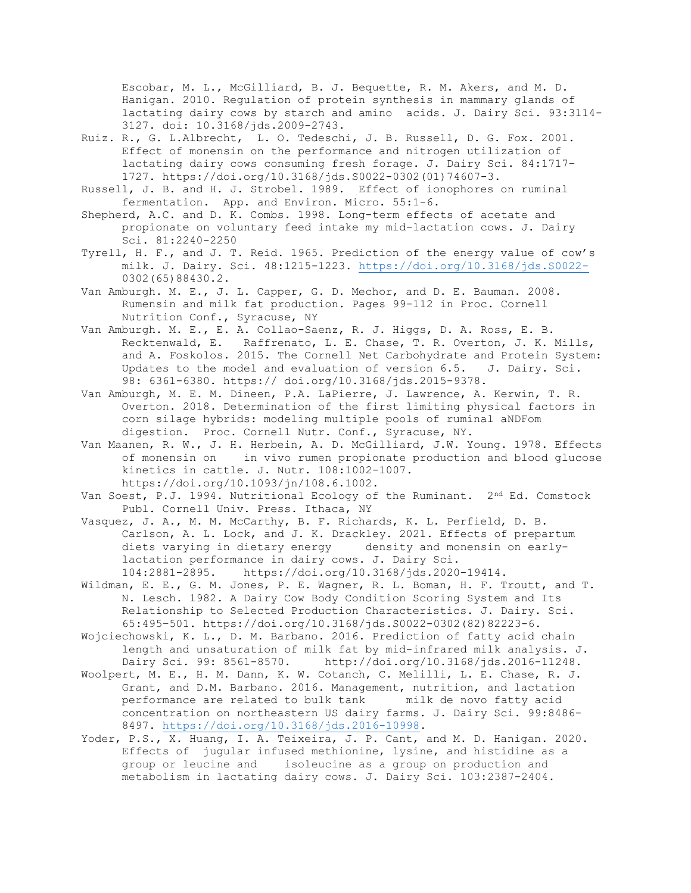Escobar, M. L., McGilliard, B. J. Bequette, R. M. Akers, and M. D. Hanigan. 2010. Regulation of protein synthesis in mammary glands of lactating dairy cows by starch and amino acids. J. Dairy Sci. 93:3114-3127. doi: 10.3168/jds.2009-2743.

Ruiz. R., G. L.Albrecht, L. O. Tedeschi, J. B. Russell, D. G. Fox. 2001. Effect of monensin on the performance and nitrogen utilization of lactating dairy cows consuming fresh forage. J. Dairy Sci. 84:1717-1727. https://doi.org/10.3168/jds.S0022-0302(01)74607-3.

Russell, J. B. and H. J. Strobel. 1989. Effect of ionophores on ruminal fermentation. App. and Environ. Micro. 55:1-6.

Shepherd, A.C. and D. K. Combs. 1998. Long-term effects of acetate and propionate on voluntary feed intake my mid-lactation cows. J. Dairy Sci. 81:2240-2250

Tyrell, H. F., and J. T. Reid. 1965. Prediction of the energy value of cow's milk. J. Dairy. Sci. 48:1215-1223. https://doi.org/10.3168/jds.S0022-0302(65)88430.2.

Van Amburgh. M. E., J. L. Capper, G. D. Mechor, and D. E. Bauman. 2008. Rumensin and milk fat production. Pages 99-112 in Proc. Cornell Nutrition Conf., Syracuse, NY

Van Amburgh. M. E., E. A. Collao-Saenz, R. J. Higgs, D. A. Ross, E. B. Recktenwald, E. Raffrenato, L. E. Chase, T. R. Overton, J. K. Mills, and A. Foskolos. 2015. The Cornell Net Carbohydrate and Protein System: Updates to the model and evaluation of version 6.5. J. Dairy. Sci. 98: 6361-6380. https:// doi.org/10.3168/jds.2015-9378.

Van Amburgh, M. E. M. Dineen, P.A. LaPierre, J. Lawrence, A. Kerwin, T. R. Overton. 2018. Determination of the first limiting physical factors in corn silage hybrids: modeling multiple pools of ruminal aNDFom digestion. Proc. Cornell Nutr. Conf., Syracuse, NY.

Van Maanen, R. W., J. H. Herbein, A. D. McGilliard, J.W. Young. 1978. Effects of monensin on in vivo rumen propionate production and blood glucose kinetics in cattle. J. Nutr. 108:1002-1007. https://doi.org/10.1093/jn/108.6.1002.

Van Soest, P.J. 1994. Nutritional Ecology of the Ruminant. 2nd Ed. Comstock Publ. Cornell Univ. Press. Ithaca, NY

Vasquez, J. A., M. M. McCarthy, B. F. Richards, K. L. Perfield, D. B. Carlson, A. L. Lock, and J. K. Drackley. 2021. Effects of prepartum diets varying in dietary energy density and monensin on early-lactation performance in dairy cows. J. Dairy Sci. 104:2881-2895. https://doi.org/10.3168/jds.2020-19414.

Wildman, E. E., G. M. Jones, P. E. Wagner, R. L. Boman, H. F. Troutt, and T. N. Lesch. 1982. A Dairy Cow Body Condition Scoring System and Its Relationship to Selected Production Characteristics. J. Dairy. Sci. 65:495-501. https://doi.org/10.3168/jds.S0022-0302(82)82223-6.

Wojciechowski, K. L., D. M. Barbano. 2016. Prediction of fatty acid chain length and unsaturation of milk fat by mid-infrared milk analysis. J. Dairy Sci. 99: 8561-8570. http://doi.org/10.3168/jds.2016-11248.

Woolpert, M. E., H. M. Dann, K. W. Cotanch, C. Melilli, L. E. Chase, R. J. Grant, and D.M. Barbano. 2016. Management, nutrition, and lactation performance are related to bulk tank milk de novo fatty acid concentration on northeastern US dairy farms. J. Dairy Sci. 99:8486-8497. https://doi.org/10.3168/jds.2016-10998.

Yoder, P.S., X. Huang, I. A. Teixeira, J. P. Cant, and M. D. Hanigan. 2020. Effects of jugular infused methionine, lysine, and histidine as a group or leucine and isoleucine as a group on production and metabolism in lactating dairy cows. J. Dairy Sci. 103:2387-2404.